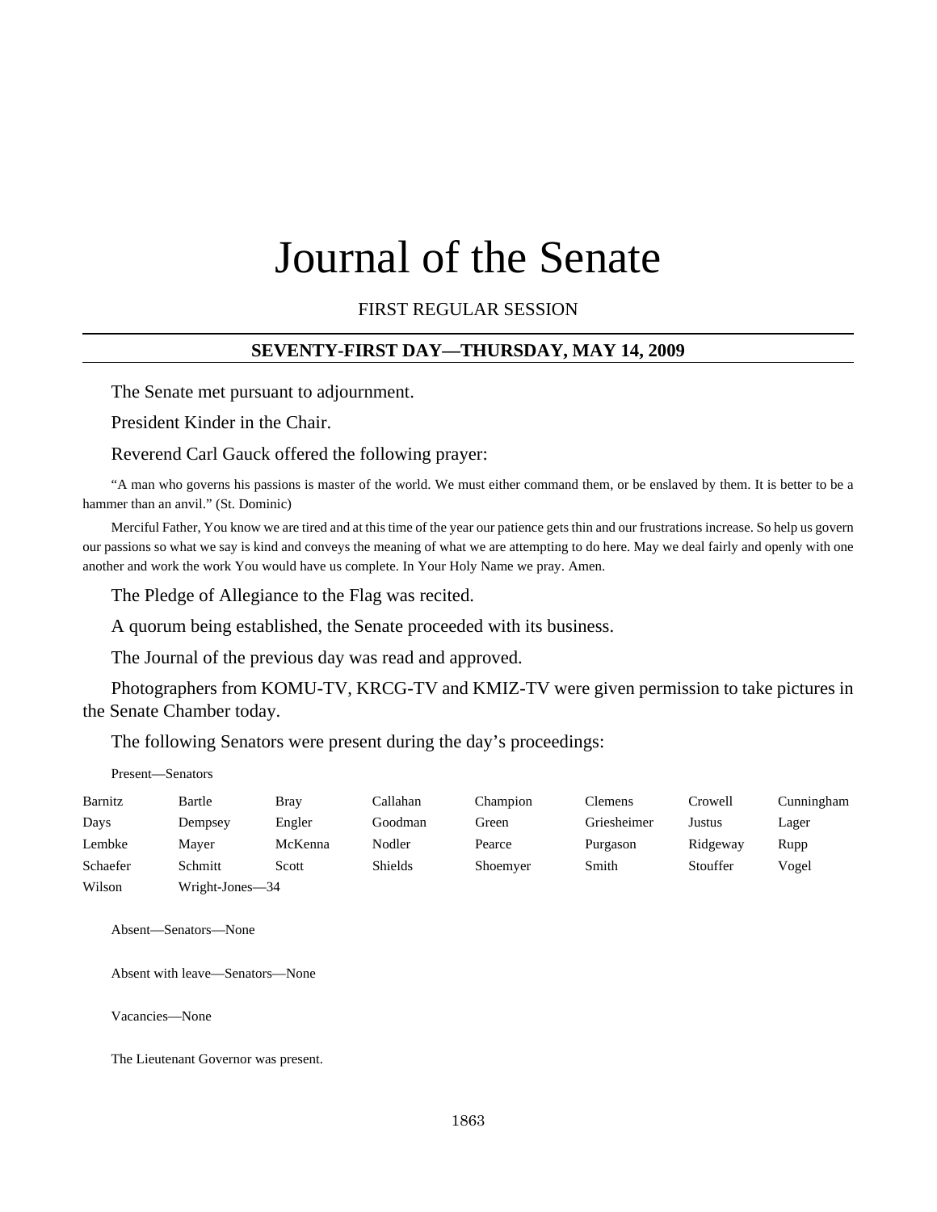# Journal of the Senate

FIRST REGULAR SESSION

## SEVENTY-FIRST DAY—THURSDAY, MAY 14, 2009

The Senate met pursuant to adjournment.

President Kinder in the Chair.

Reverend Carl Gauck offered the following prayer:

"A man who governs his passions is master of the world. We must either command them, or be enslaved by them. It is better to be a hammer than an anvil." (St. Dominic)

Merciful Father, You know we are tired and at this time of the year our patience gets thin and our frustrations increase. So help us govern our passions so what we say is kind and conveys the meaning of what we are attempting to do here. May we deal fairly and openly with one another and work the work You would have us complete. In Your Holy Name we pray. Amen.

The Pledge of Allegiance to the Flag was recited.

A quorum being established, the Senate proceeded with its business.

The Journal of the previous day was read and approved.

Photographers from KOMU-TV, KRCG-TV and KMIZ-TV were given permission to take pictures in the Senate Chamber today.

The following Senators were present during the day's proceedings:

Present—Senators

| | | | | | | | |
|---|---|---|---|---|---|---|---|
| Barnitz | Bartle | Bray | Callahan | Champion | Clemens | Crowell | Cunningham |
| Days | Dempsey | Engler | Goodman | Green | Griesheimer | Justus | Lager |
| Lembke | Mayer | McKenna | Nodler | Pearce | Purgason | Ridgeway | Rupp |
| Schaefer | Schmitt | Scott | Shields | Shoemyer | Smith | Stouffer | Vogel |
| Wilson | Wright-Jones—34 | | | | | | |

Absent—Senators—None

Absent with leave—Senators—None

Vacancies—None

The Lieutenant Governor was present.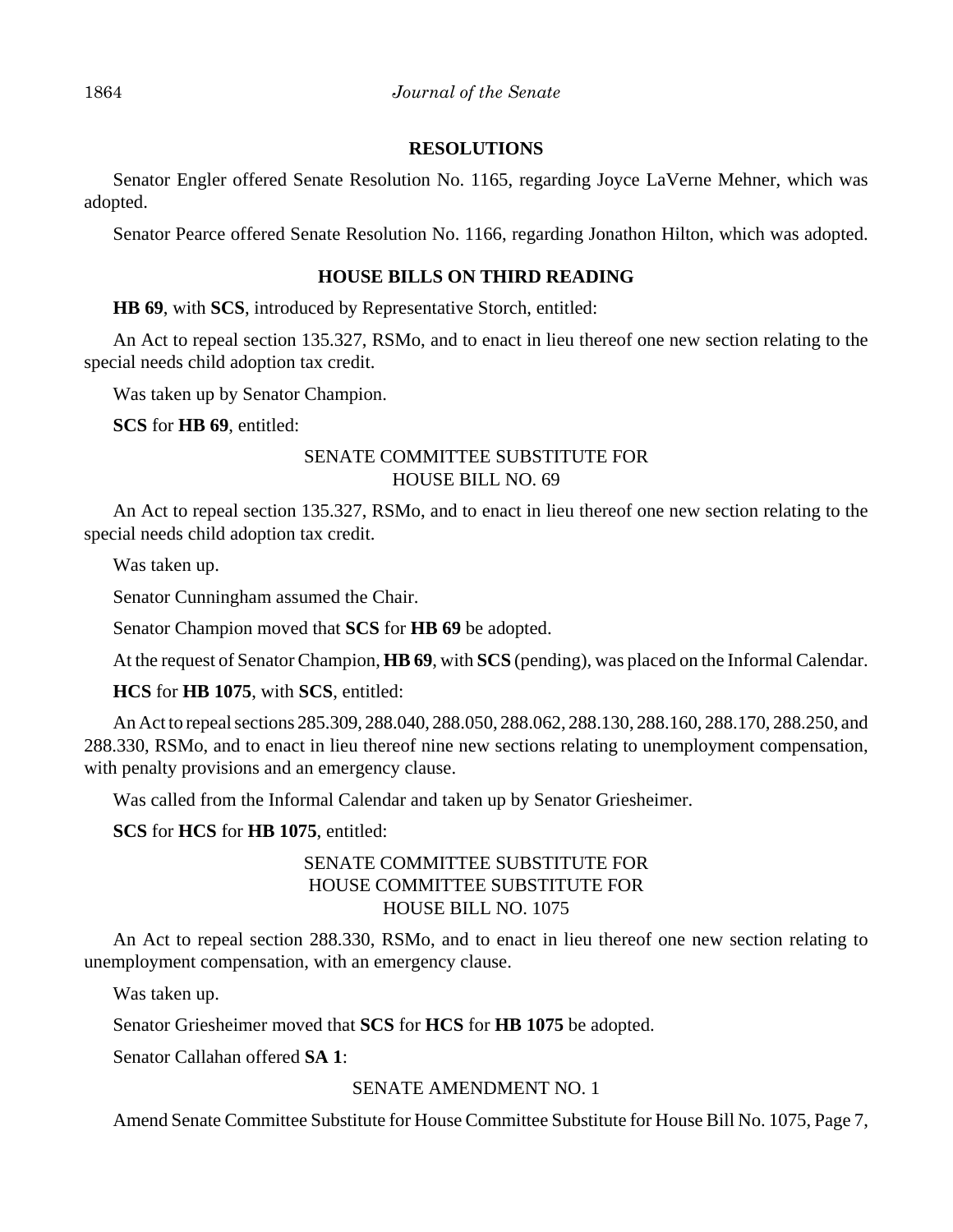## RESOLUTIONS

Senator Engler offered Senate Resolution No. 1165, regarding Joyce LaVerne Mehner, which was adopted.

Senator Pearce offered Senate Resolution No. 1166, regarding Jonathon Hilton, which was adopted.

## HOUSE BILLS ON THIRD READING

**HB 69**, with **SCS**, introduced by Representative Storch, entitled:

An Act to repeal section 135.327, RSMo, and to enact in lieu thereof one new section relating to the special needs child adoption tax credit.

Was taken up by Senator Champion.

**SCS** for **HB 69**, entitled:

SENATE COMMITTEE SUBSTITUTE FOR
HOUSE BILL NO. 69

An Act to repeal section 135.327, RSMo, and to enact in lieu thereof one new section relating to the special needs child adoption tax credit.

Was taken up.

Senator Cunningham assumed the Chair.

Senator Champion moved that **SCS** for **HB 69** be adopted.

At the request of Senator Champion, **HB 69**, with **SCS** (pending), was placed on the Informal Calendar.

**HCS** for **HB 1075**, with **SCS**, entitled:

An Act to repeal sections 285.309, 288.040, 288.050, 288.062, 288.130, 288.160, 288.170, 288.250, and 288.330, RSMo, and to enact in lieu thereof nine new sections relating to unemployment compensation, with penalty provisions and an emergency clause.

Was called from the Informal Calendar and taken up by Senator Griesheimer.

**SCS** for **HCS** for **HB 1075**, entitled:

SENATE COMMITTEE SUBSTITUTE FOR
HOUSE COMMITTEE SUBSTITUTE FOR
HOUSE BILL NO. 1075

An Act to repeal section 288.330, RSMo, and to enact in lieu thereof one new section relating to unemployment compensation, with an emergency clause.

Was taken up.

Senator Griesheimer moved that **SCS** for **HCS** for **HB 1075** be adopted.

Senator Callahan offered **SA 1**:

SENATE AMENDMENT NO. 1

Amend Senate Committee Substitute for House Committee Substitute for House Bill No. 1075, Page 7,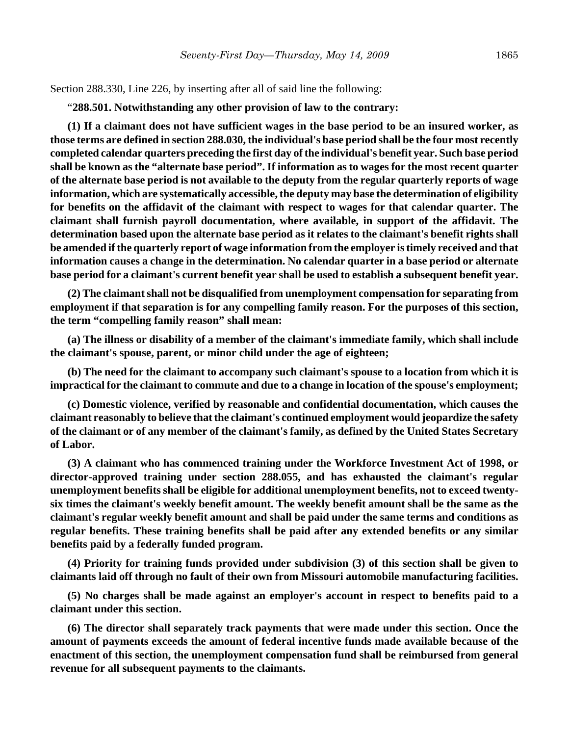Section 288.330, Line 226, by inserting after all of said line the following:

"**288.501. Notwithstanding any other provision of law to the contrary:**

**(1) If a claimant does not have sufficient wages in the base period to be an insured worker, as those terms are defined in section 288.030, the individual's base period shall be the four most recently completed calendar quarters preceding the first day of the individual's benefit year. Such base period shall be known as the "alternate base period". If information as to wages for the most recent quarter of the alternate base period is not available to the deputy from the regular quarterly reports of wage information, which are systematically accessible, the deputy may base the determination of eligibility for benefits on the affidavit of the claimant with respect to wages for that calendar quarter. The claimant shall furnish payroll documentation, where available, in support of the affidavit. The determination based upon the alternate base period as it relates to the claimant's benefit rights shall be amended if the quarterly report of wage information from the employer is timely received and that information causes a change in the determination. No calendar quarter in a base period or alternate base period for a claimant's current benefit year shall be used to establish a subsequent benefit year.**

**(2) The claimant shall not be disqualified from unemployment compensation for separating from employment if that separation is for any compelling family reason. For the purposes of this section, the term "compelling family reason" shall mean:**

**(a) The illness or disability of a member of the claimant's immediate family, which shall include the claimant's spouse, parent, or minor child under the age of eighteen;**

**(b) The need for the claimant to accompany such claimant's spouse to a location from which it is impractical for the claimant to commute and due to a change in location of the spouse's employment;**

**(c) Domestic violence, verified by reasonable and confidential documentation, which causes the claimant reasonably to believe that the claimant's continued employment would jeopardize the safety of the claimant or of any member of the claimant's family, as defined by the United States Secretary of Labor.**

**(3) A claimant who has commenced training under the Workforce Investment Act of 1998, or director-approved training under section 288.055, and has exhausted the claimant's regular unemployment benefits shall be eligible for additional unemployment benefits, not to exceed twenty-six times the claimant's weekly benefit amount. The weekly benefit amount shall be the same as the claimant's regular weekly benefit amount and shall be paid under the same terms and conditions as regular benefits. These training benefits shall be paid after any extended benefits or any similar benefits paid by a federally funded program.**

**(4) Priority for training funds provided under subdivision (3) of this section shall be given to claimants laid off through no fault of their own from Missouri automobile manufacturing facilities.**

**(5) No charges shall be made against an employer's account in respect to benefits paid to a claimant under this section.**

**(6) The director shall separately track payments that were made under this section. Once the amount of payments exceeds the amount of federal incentive funds made available because of the enactment of this section, the unemployment compensation fund shall be reimbursed from general revenue for all subsequent payments to the claimants.**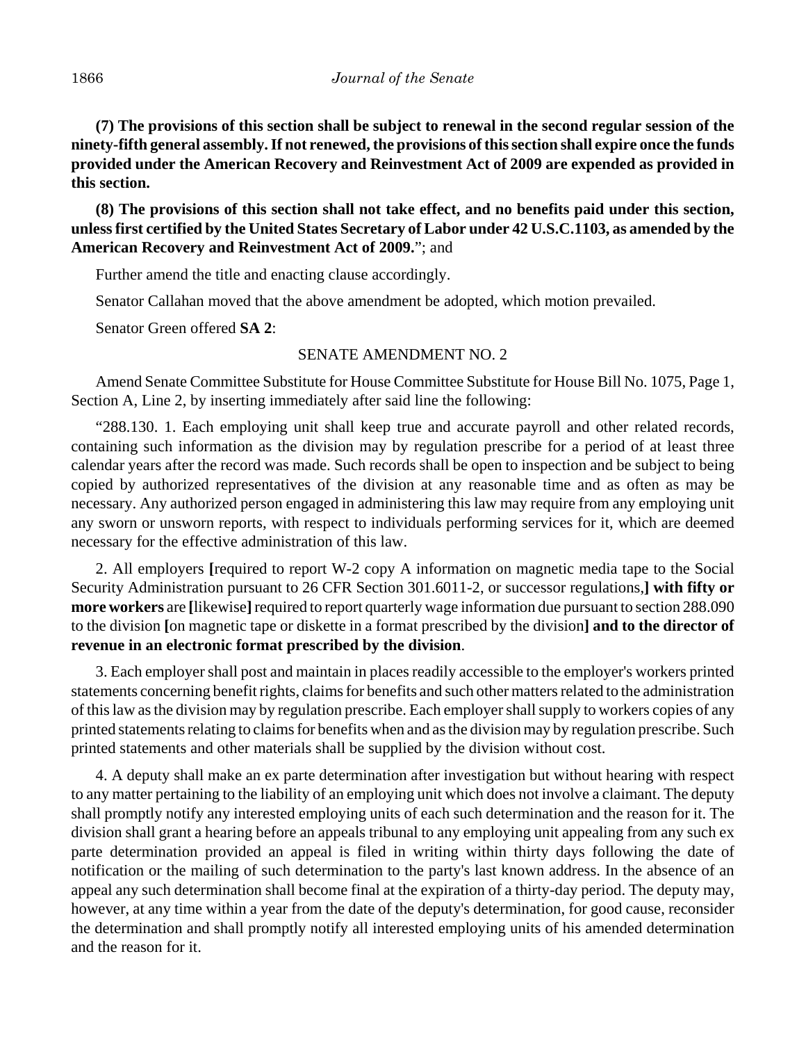**(7) The provisions of this section shall be subject to renewal in the second regular session of the ninety-fifth general assembly. If not renewed, the provisions of this section shall expire once the funds provided under the American Recovery and Reinvestment Act of 2009 are expended as provided in this section.**

**(8) The provisions of this section shall not take effect, and no benefits paid under this section, unless first certified by the United States Secretary of Labor under 42 U.S.C.1103, as amended by the American Recovery and Reinvestment Act of 2009.**"; and

Further amend the title and enacting clause accordingly.

Senator Callahan moved that the above amendment be adopted, which motion prevailed.

Senator Green offered **SA 2**:

SENATE AMENDMENT NO. 2

Amend Senate Committee Substitute for House Committee Substitute for House Bill No. 1075, Page 1, Section A, Line 2, by inserting immediately after said line the following:

"288.130. 1. Each employing unit shall keep true and accurate payroll and other related records, containing such information as the division may by regulation prescribe for a period of at least three calendar years after the record was made. Such records shall be open to inspection and be subject to being copied by authorized representatives of the division at any reasonable time and as often as may be necessary. Any authorized person engaged in administering this law may require from any employing unit any sworn or unsworn reports, with respect to individuals performing services for it, which are deemed necessary for the effective administration of this law.

2. All employers **[**required to report W-2 copy A information on magnetic media tape to the Social Security Administration pursuant to 26 CFR Section 301.6011-2, or successor regulations,**] with fifty or more workers** are **[**likewise**]** required to report quarterly wage information due pursuant to section 288.090 to the division **[**on magnetic tape or diskette in a format prescribed by the division**] and to the director of revenue in an electronic format prescribed by the division**.

3. Each employer shall post and maintain in places readily accessible to the employer's workers printed statements concerning benefit rights, claims for benefits and such other matters related to the administration of this law as the division may by regulation prescribe. Each employer shall supply to workers copies of any printed statements relating to claims for benefits when and as the division may by regulation prescribe. Such printed statements and other materials shall be supplied by the division without cost.

4. A deputy shall make an ex parte determination after investigation but without hearing with respect to any matter pertaining to the liability of an employing unit which does not involve a claimant. The deputy shall promptly notify any interested employing units of each such determination and the reason for it. The division shall grant a hearing before an appeals tribunal to any employing unit appealing from any such ex parte determination provided an appeal is filed in writing within thirty days following the date of notification or the mailing of such determination to the party's last known address. In the absence of an appeal any such determination shall become final at the expiration of a thirty-day period. The deputy may, however, at any time within a year from the date of the deputy's determination, for good cause, reconsider the determination and shall promptly notify all interested employing units of his amended determination and the reason for it.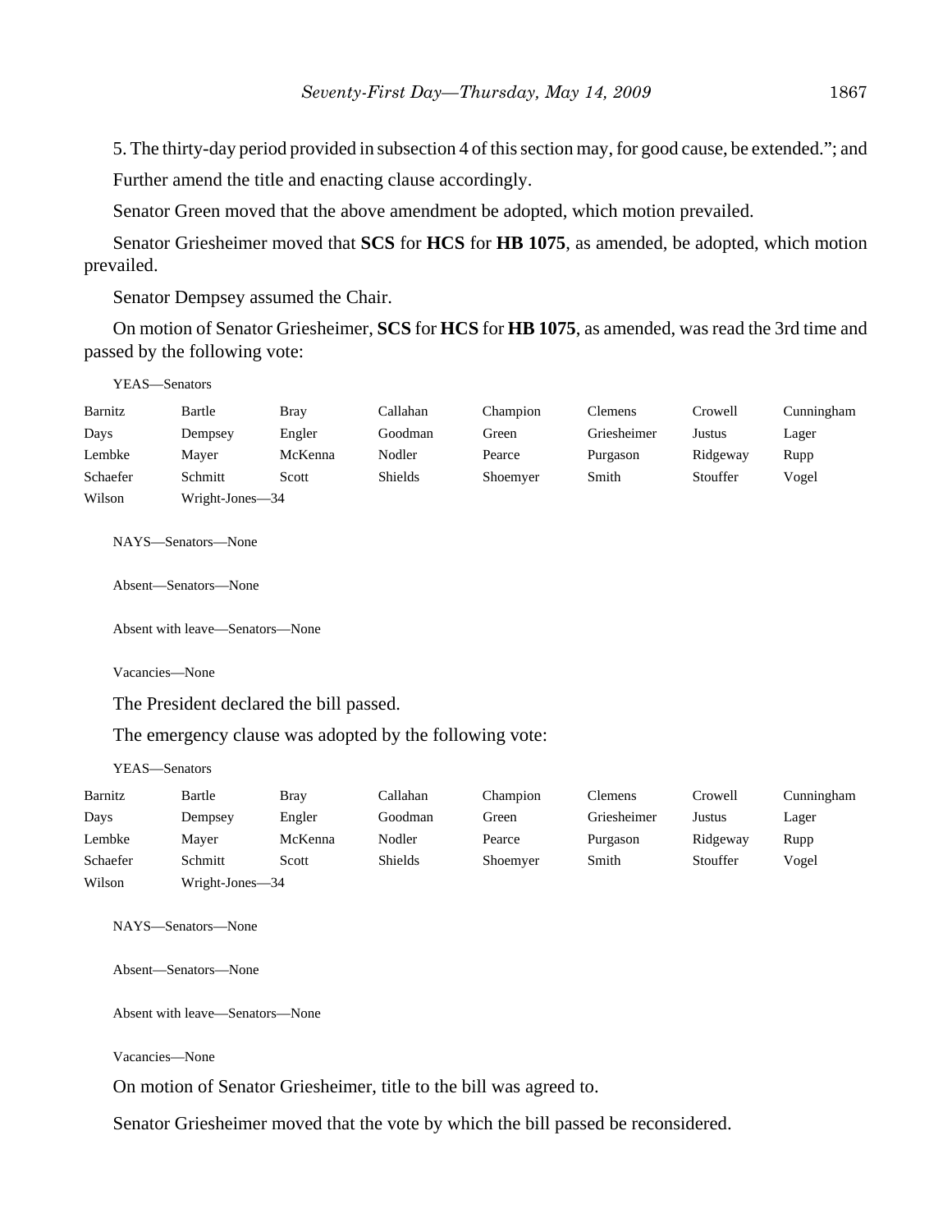5. The thirty-day period provided in subsection 4 of this section may, for good cause, be extended."; and

Further amend the title and enacting clause accordingly.

Senator Green moved that the above amendment be adopted, which motion prevailed.

Senator Griesheimer moved that **SCS** for **HCS** for **HB 1075**, as amended, be adopted, which motion prevailed.

Senator Dempsey assumed the Chair.

On motion of Senator Griesheimer, **SCS** for **HCS** for **HB 1075**, as amended, was read the 3rd time and passed by the following vote:

YEAS—Senators

| | | | | | | | |
|---|---|---|---|---|---|---|---|
| Barnitz | Bartle | Bray | Callahan | Champion | Clemens | Crowell | Cunningham |
| Days | Dempsey | Engler | Goodman | Green | Griesheimer | Justus | Lager |
| Lembke | Mayer | McKenna | Nodler | Pearce | Purgason | Ridgeway | Rupp |
| Schaefer | Schmitt | Scott | Shields | Shoemyer | Smith | Stouffer | Vogel |
| Wilson | Wright-Jones—34 | | | | | | |

NAYS—Senators—None

Absent—Senators—None

Absent with leave—Senators—None

Vacancies—None

The President declared the bill passed.

The emergency clause was adopted by the following vote:

YEAS—Senators

| | | | | | | | |
|---|---|---|---|---|---|---|---|
| Barnitz | Bartle | Bray | Callahan | Champion | Clemens | Crowell | Cunningham |
| Days | Dempsey | Engler | Goodman | Green | Griesheimer | Justus | Lager |
| Lembke | Mayer | McKenna | Nodler | Pearce | Purgason | Ridgeway | Rupp |
| Schaefer | Schmitt | Scott | Shields | Shoemyer | Smith | Stouffer | Vogel |
| Wilson | Wright-Jones—34 | | | | | | |

NAYS—Senators—None

Absent—Senators—None

Absent with leave—Senators—None

Vacancies—None

On motion of Senator Griesheimer, title to the bill was agreed to.

Senator Griesheimer moved that the vote by which the bill passed be reconsidered.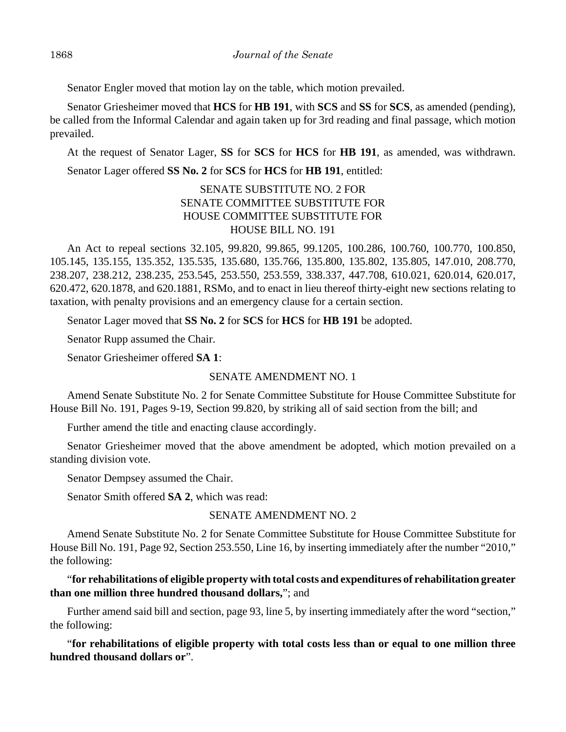Senator Engler moved that motion lay on the table, which motion prevailed.

Senator Griesheimer moved that **HCS** for **HB 191**, with **SCS** and **SS** for **SCS**, as amended (pending), be called from the Informal Calendar and again taken up for 3rd reading and final passage, which motion prevailed.

At the request of Senator Lager, **SS** for **SCS** for **HCS** for **HB 191**, as amended, was withdrawn.

Senator Lager offered **SS No. 2** for **SCS** for **HCS** for **HB 191**, entitled:

SENATE SUBSTITUTE NO. 2 FOR
SENATE COMMITTEE SUBSTITUTE FOR
HOUSE COMMITTEE SUBSTITUTE FOR
HOUSE BILL NO. 191

An Act to repeal sections 32.105, 99.820, 99.865, 99.1205, 100.286, 100.760, 100.770, 100.850, 105.145, 135.155, 135.352, 135.535, 135.680, 135.766, 135.800, 135.802, 135.805, 147.010, 208.770, 238.207, 238.212, 238.235, 253.545, 253.550, 253.559, 338.337, 447.708, 610.021, 620.014, 620.017, 620.472, 620.1878, and 620.1881, RSMo, and to enact in lieu thereof thirty-eight new sections relating to taxation, with penalty provisions and an emergency clause for a certain section.

Senator Lager moved that **SS No. 2** for **SCS** for **HCS** for **HB 191** be adopted.

Senator Rupp assumed the Chair.

Senator Griesheimer offered **SA 1**:

SENATE AMENDMENT NO. 1

Amend Senate Substitute No. 2 for Senate Committee Substitute for House Committee Substitute for House Bill No. 191, Pages 9-19, Section 99.820, by striking all of said section from the bill; and

Further amend the title and enacting clause accordingly.

Senator Griesheimer moved that the above amendment be adopted, which motion prevailed on a standing division vote.

Senator Dempsey assumed the Chair.

Senator Smith offered **SA 2**, which was read:

SENATE AMENDMENT NO. 2

Amend Senate Substitute No. 2 for Senate Committee Substitute for House Committee Substitute for House Bill No. 191, Page 92, Section 253.550, Line 16, by inserting immediately after the number "2010," the following:

"**for rehabilitations of eligible property with total costs and expenditures of rehabilitation greater than one million three hundred thousand dollars,**"; and

Further amend said bill and section, page 93, line 5, by inserting immediately after the word "section," the following:

"**for rehabilitations of eligible property with total costs less than or equal to one million three hundred thousand dollars or**".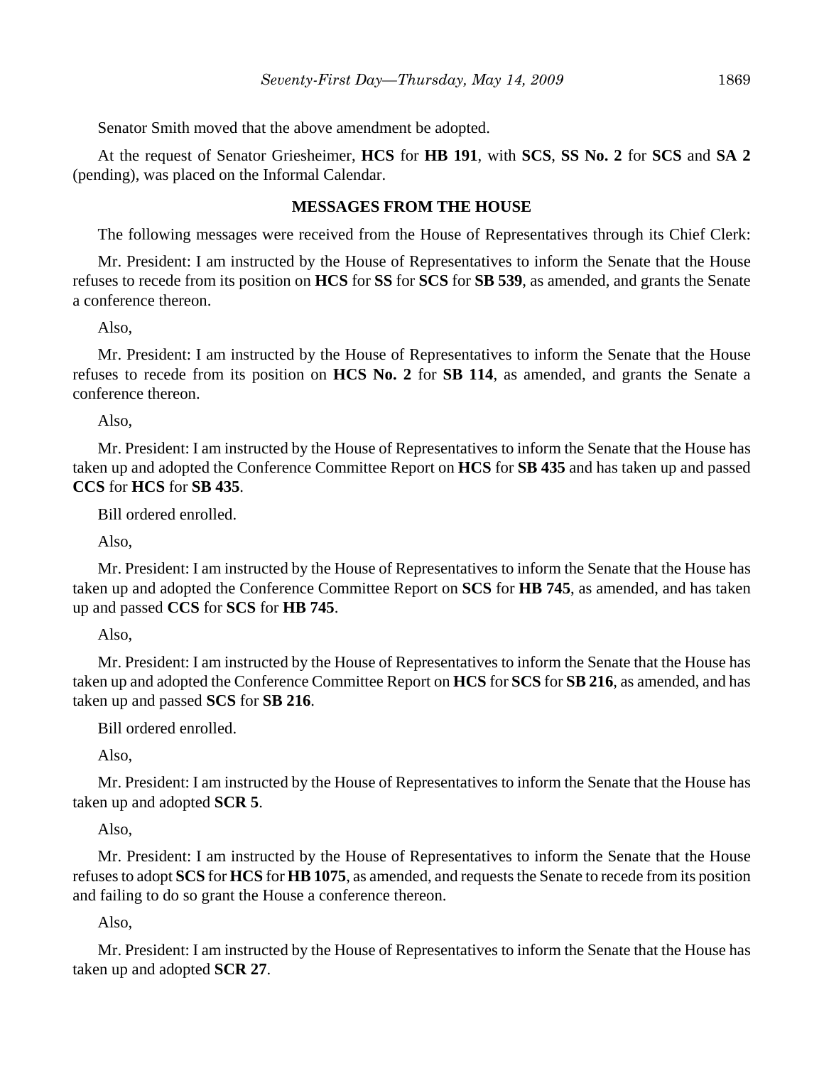Senator Smith moved that the above amendment be adopted.

At the request of Senator Griesheimer, **HCS** for **HB 191**, with **SCS**, **SS No. 2** for **SCS** and **SA 2** (pending), was placed on the Informal Calendar.

## MESSAGES FROM THE HOUSE

The following messages were received from the House of Representatives through its Chief Clerk:

Mr. President: I am instructed by the House of Representatives to inform the Senate that the House refuses to recede from its position on **HCS** for **SS** for **SCS** for **SB 539**, as amended, and grants the Senate a conference thereon.

Also,

Mr. President: I am instructed by the House of Representatives to inform the Senate that the House refuses to recede from its position on **HCS No. 2** for **SB 114**, as amended, and grants the Senate a conference thereon.

Also,

Mr. President: I am instructed by the House of Representatives to inform the Senate that the House has taken up and adopted the Conference Committee Report on **HCS** for **SB 435** and has taken up and passed **CCS** for **HCS** for **SB 435**.

Bill ordered enrolled.

Also,

Mr. President: I am instructed by the House of Representatives to inform the Senate that the House has taken up and adopted the Conference Committee Report on **SCS** for **HB 745**, as amended, and has taken up and passed **CCS** for **SCS** for **HB 745**.

Also,

Mr. President: I am instructed by the House of Representatives to inform the Senate that the House has taken up and adopted the Conference Committee Report on **HCS** for **SCS** for **SB 216**, as amended, and has taken up and passed **SCS** for **SB 216**.

Bill ordered enrolled.

Also,

Mr. President: I am instructed by the House of Representatives to inform the Senate that the House has taken up and adopted **SCR 5**.

Also,

Mr. President: I am instructed by the House of Representatives to inform the Senate that the House refuses to adopt **SCS** for **HCS** for **HB 1075**, as amended, and requests the Senate to recede from its position and failing to do so grant the House a conference thereon.

Also,

Mr. President: I am instructed by the House of Representatives to inform the Senate that the House has taken up and adopted **SCR 27**.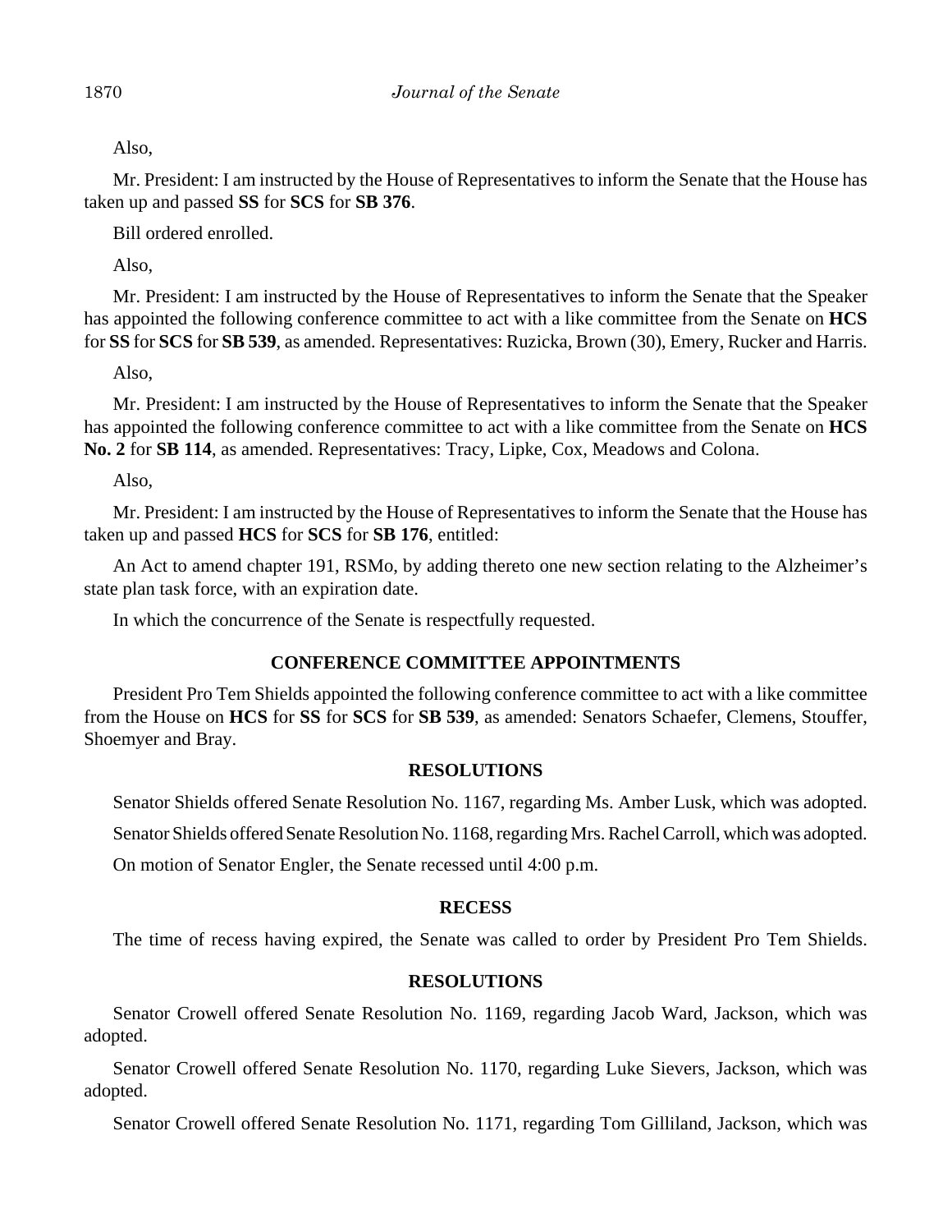Also,

Mr. President: I am instructed by the House of Representatives to inform the Senate that the House has taken up and passed **SS** for **SCS** for **SB 376**.

Bill ordered enrolled.

Also,

Mr. President: I am instructed by the House of Representatives to inform the Senate that the Speaker has appointed the following conference committee to act with a like committee from the Senate on **HCS** for **SS** for **SCS** for **SB 539**, as amended. Representatives: Ruzicka, Brown (30), Emery, Rucker and Harris.

Also,

Mr. President: I am instructed by the House of Representatives to inform the Senate that the Speaker has appointed the following conference committee to act with a like committee from the Senate on **HCS No. 2** for **SB 114**, as amended. Representatives: Tracy, Lipke, Cox, Meadows and Colona.

Also,

Mr. President: I am instructed by the House of Representatives to inform the Senate that the House has taken up and passed **HCS** for **SCS** for **SB 176**, entitled:

An Act to amend chapter 191, RSMo, by adding thereto one new section relating to the Alzheimer's state plan task force, with an expiration date.

In which the concurrence of the Senate is respectfully requested.

## CONFERENCE COMMITTEE APPOINTMENTS

President Pro Tem Shields appointed the following conference committee to act with a like committee from the House on **HCS** for **SS** for **SCS** for **SB 539**, as amended: Senators Schaefer, Clemens, Stouffer, Shoemyer and Bray.

## RESOLUTIONS

Senator Shields offered Senate Resolution No. 1167, regarding Ms. Amber Lusk, which was adopted.

Senator Shields offered Senate Resolution No. 1168, regarding Mrs. Rachel Carroll, which was adopted.

On motion of Senator Engler, the Senate recessed until 4:00 p.m.

## RECESS

The time of recess having expired, the Senate was called to order by President Pro Tem Shields.

## RESOLUTIONS

Senator Crowell offered Senate Resolution No. 1169, regarding Jacob Ward, Jackson, which was adopted.

Senator Crowell offered Senate Resolution No. 1170, regarding Luke Sievers, Jackson, which was adopted.

Senator Crowell offered Senate Resolution No. 1171, regarding Tom Gilliland, Jackson, which was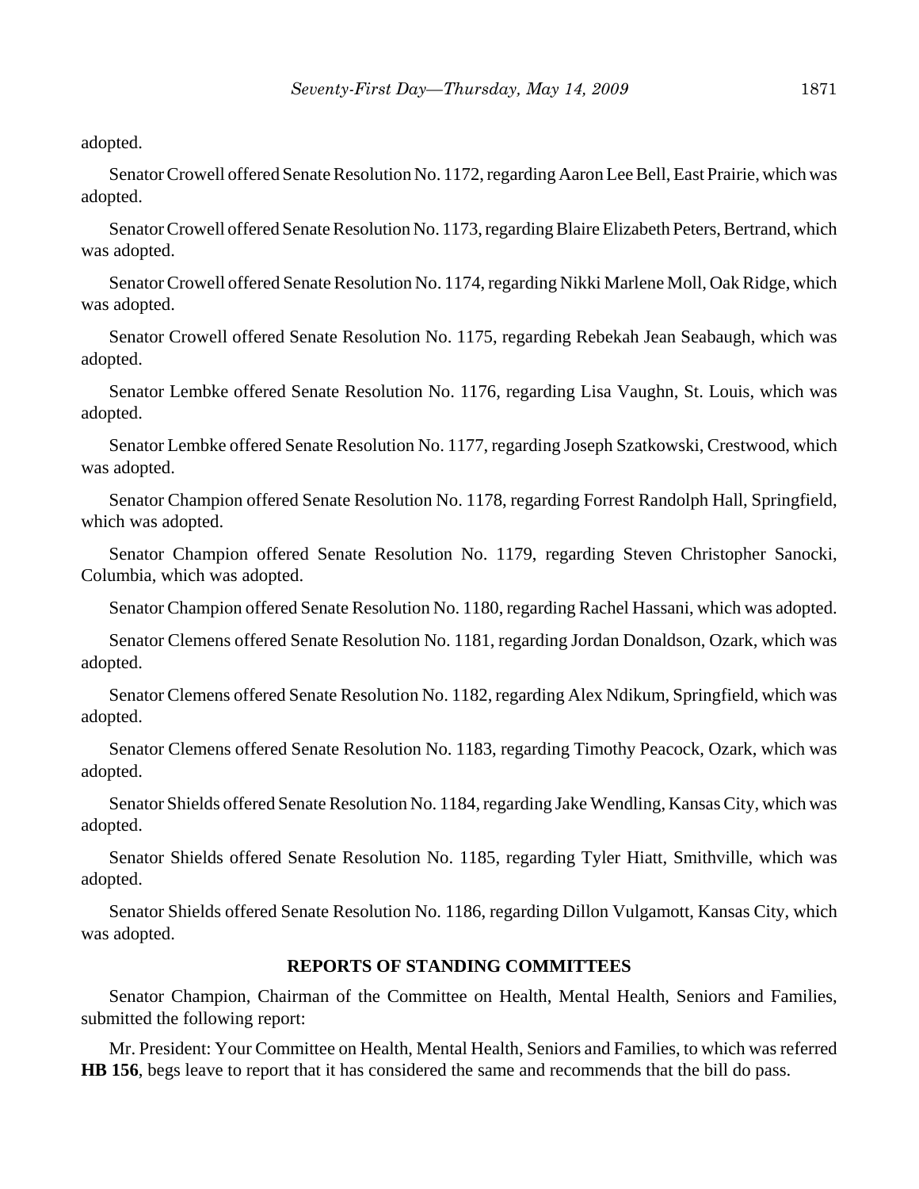adopted.

Senator Crowell offered Senate Resolution No. 1172, regarding Aaron Lee Bell, East Prairie, which was adopted.

Senator Crowell offered Senate Resolution No. 1173, regarding Blaire Elizabeth Peters, Bertrand, which was adopted.

Senator Crowell offered Senate Resolution No. 1174, regarding Nikki Marlene Moll, Oak Ridge, which was adopted.

Senator Crowell offered Senate Resolution No. 1175, regarding Rebekah Jean Seabaugh, which was adopted.

Senator Lembke offered Senate Resolution No. 1176, regarding Lisa Vaughn, St. Louis, which was adopted.

Senator Lembke offered Senate Resolution No. 1177, regarding Joseph Szatkowski, Crestwood, which was adopted.

Senator Champion offered Senate Resolution No. 1178, regarding Forrest Randolph Hall, Springfield, which was adopted.

Senator Champion offered Senate Resolution No. 1179, regarding Steven Christopher Sanocki, Columbia, which was adopted.

Senator Champion offered Senate Resolution No. 1180, regarding Rachel Hassani, which was adopted.

Senator Clemens offered Senate Resolution No. 1181, regarding Jordan Donaldson, Ozark, which was adopted.

Senator Clemens offered Senate Resolution No. 1182, regarding Alex Ndikum, Springfield, which was adopted.

Senator Clemens offered Senate Resolution No. 1183, regarding Timothy Peacock, Ozark, which was adopted.

Senator Shields offered Senate Resolution No. 1184, regarding Jake Wendling, Kansas City, which was adopted.

Senator Shields offered Senate Resolution No. 1185, regarding Tyler Hiatt, Smithville, which was adopted.

Senator Shields offered Senate Resolution No. 1186, regarding Dillon Vulgamott, Kansas City, which was adopted.

## REPORTS OF STANDING COMMITTEES

Senator Champion, Chairman of the Committee on Health, Mental Health, Seniors and Families, submitted the following report:

Mr. President: Your Committee on Health, Mental Health, Seniors and Families, to which was referred **HB 156**, begs leave to report that it has considered the same and recommends that the bill do pass.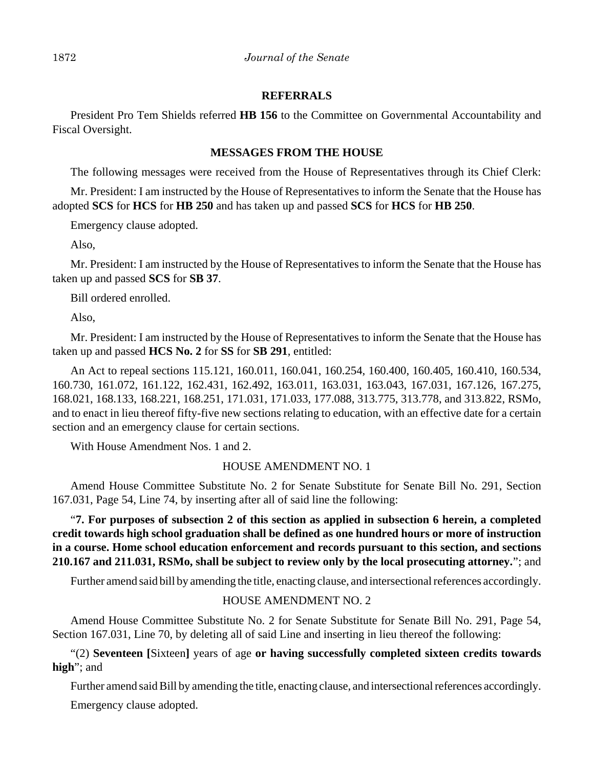## REFERRALS

President Pro Tem Shields referred **HB 156** to the Committee on Governmental Accountability and Fiscal Oversight.

## MESSAGES FROM THE HOUSE

The following messages were received from the House of Representatives through its Chief Clerk:

Mr. President: I am instructed by the House of Representatives to inform the Senate that the House has adopted **SCS** for **HCS** for **HB 250** and has taken up and passed **SCS** for **HCS** for **HB 250**.

Emergency clause adopted.

Also,

Mr. President: I am instructed by the House of Representatives to inform the Senate that the House has taken up and passed **SCS** for **SB 37**.

Bill ordered enrolled.

Also,

Mr. President: I am instructed by the House of Representatives to inform the Senate that the House has taken up and passed **HCS No. 2** for **SS** for **SB 291**, entitled:

An Act to repeal sections 115.121, 160.011, 160.041, 160.254, 160.400, 160.405, 160.410, 160.534, 160.730, 161.072, 161.122, 162.431, 162.492, 163.011, 163.031, 163.043, 167.031, 167.126, 167.275, 168.021, 168.133, 168.221, 168.251, 171.031, 171.033, 177.088, 313.775, 313.778, and 313.822, RSMo, and to enact in lieu thereof fifty-five new sections relating to education, with an effective date for a certain section and an emergency clause for certain sections.

With House Amendment Nos. 1 and 2.

HOUSE AMENDMENT NO. 1

Amend House Committee Substitute No. 2 for Senate Substitute for Senate Bill No. 291, Section 167.031, Page 54, Line 74, by inserting after all of said line the following:

"**7. For purposes of subsection 2 of this section as applied in subsection 6 herein, a completed credit towards high school graduation shall be defined as one hundred hours or more of instruction in a course. Home school education enforcement and records pursuant to this section, and sections 210.167 and 211.031, RSMo, shall be subject to review only by the local prosecuting attorney.**"; and

Further amend said bill by amending the title, enacting clause, and intersectional references accordingly.

HOUSE AMENDMENT NO. 2

Amend House Committee Substitute No. 2 for Senate Substitute for Senate Bill No. 291, Page 54, Section 167.031, Line 70, by deleting all of said Line and inserting in lieu thereof the following:

"(2) **Seventeen [**Sixteen**]** years of age **or having successfully completed sixteen credits towards high**"; and

Further amend said Bill by amending the title, enacting clause, and intersectional references accordingly.

Emergency clause adopted.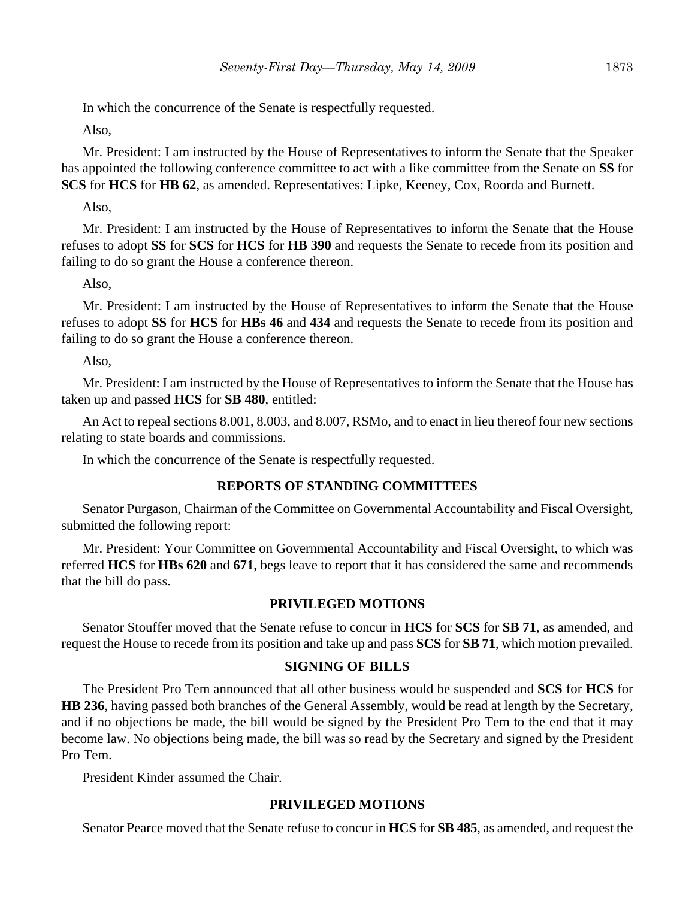In which the concurrence of the Senate is respectfully requested.

Also,

Mr. President: I am instructed by the House of Representatives to inform the Senate that the Speaker has appointed the following conference committee to act with a like committee from the Senate on **SS** for **SCS** for **HCS** for **HB 62**, as amended. Representatives: Lipke, Keeney, Cox, Roorda and Burnett.

Also,

Mr. President: I am instructed by the House of Representatives to inform the Senate that the House refuses to adopt **SS** for **SCS** for **HCS** for **HB 390** and requests the Senate to recede from its position and failing to do so grant the House a conference thereon.

Also,

Mr. President: I am instructed by the House of Representatives to inform the Senate that the House refuses to adopt **SS** for **HCS** for **HBs 46** and **434** and requests the Senate to recede from its position and failing to do so grant the House a conference thereon.

Also,

Mr. President: I am instructed by the House of Representatives to inform the Senate that the House has taken up and passed **HCS** for **SB 480**, entitled:

An Act to repeal sections 8.001, 8.003, and 8.007, RSMo, and to enact in lieu thereof four new sections relating to state boards and commissions.

In which the concurrence of the Senate is respectfully requested.

## REPORTS OF STANDING COMMITTEES

Senator Purgason, Chairman of the Committee on Governmental Accountability and Fiscal Oversight, submitted the following report:

Mr. President: Your Committee on Governmental Accountability and Fiscal Oversight, to which was referred **HCS** for **HBs 620** and **671**, begs leave to report that it has considered the same and recommends that the bill do pass.

## PRIVILEGED MOTIONS

Senator Stouffer moved that the Senate refuse to concur in **HCS** for **SCS** for **SB 71**, as amended, and request the House to recede from its position and take up and pass **SCS** for **SB 71**, which motion prevailed.

## SIGNING OF BILLS

The President Pro Tem announced that all other business would be suspended and **SCS** for **HCS** for **HB 236**, having passed both branches of the General Assembly, would be read at length by the Secretary, and if no objections be made, the bill would be signed by the President Pro Tem to the end that it may become law. No objections being made, the bill was so read by the Secretary and signed by the President Pro Tem.

President Kinder assumed the Chair.

## PRIVILEGED MOTIONS

Senator Pearce moved that the Senate refuse to concur in **HCS** for **SB 485**, as amended, and request the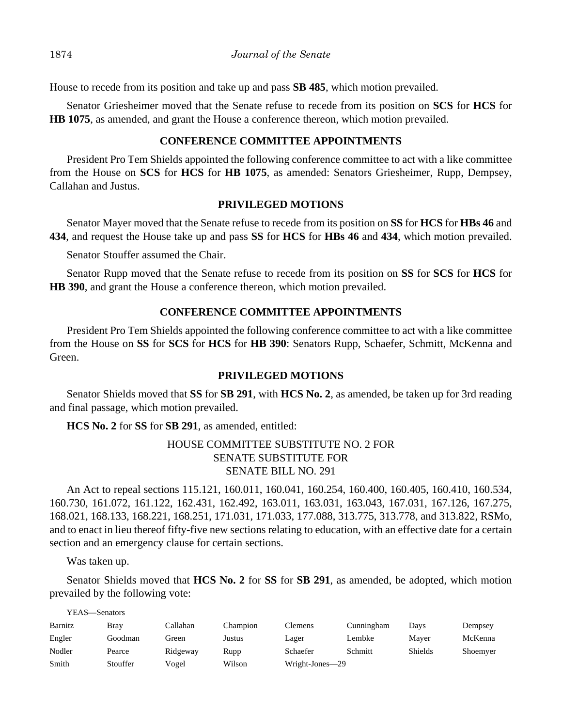House to recede from its position and take up and pass **SB 485**, which motion prevailed.

Senator Griesheimer moved that the Senate refuse to recede from its position on **SCS** for **HCS** for **HB 1075**, as amended, and grant the House a conference thereon, which motion prevailed.

## CONFERENCE COMMITTEE APPOINTMENTS

President Pro Tem Shields appointed the following conference committee to act with a like committee from the House on **SCS** for **HCS** for **HB 1075**, as amended: Senators Griesheimer, Rupp, Dempsey, Callahan and Justus.

## PRIVILEGED MOTIONS

Senator Mayer moved that the Senate refuse to recede from its position on **SS** for **HCS** for **HBs 46** and **434**, and request the House take up and pass **SS** for **HCS** for **HBs 46** and **434**, which motion prevailed.

Senator Stouffer assumed the Chair.

Senator Rupp moved that the Senate refuse to recede from its position on **SS** for **SCS** for **HCS** for **HB 390**, and grant the House a conference thereon, which motion prevailed.

## CONFERENCE COMMITTEE APPOINTMENTS

President Pro Tem Shields appointed the following conference committee to act with a like committee from the House on **SS** for **SCS** for **HCS** for **HB 390**: Senators Rupp, Schaefer, Schmitt, McKenna and Green.

## PRIVILEGED MOTIONS

Senator Shields moved that **SS** for **SB 291**, with **HCS No. 2**, as amended, be taken up for 3rd reading and final passage, which motion prevailed.

**HCS No. 2** for **SS** for **SB 291**, as amended, entitled:

HOUSE COMMITTEE SUBSTITUTE NO. 2 FOR
SENATE SUBSTITUTE FOR
SENATE BILL NO. 291

An Act to repeal sections 115.121, 160.011, 160.041, 160.254, 160.400, 160.405, 160.410, 160.534, 160.730, 161.072, 161.122, 162.431, 162.492, 163.011, 163.031, 163.043, 167.031, 167.126, 167.275, 168.021, 168.133, 168.221, 168.251, 171.031, 171.033, 177.088, 313.775, 313.778, and 313.822, RSMo, and to enact in lieu thereof fifty-five new sections relating to education, with an effective date for a certain section and an emergency clause for certain sections.

Was taken up.

Senator Shields moved that **HCS No. 2** for **SS** for **SB 291**, as amended, be adopted, which motion prevailed by the following vote:

YEAS—Senators

| | | | | | | | |
|---|---|---|---|---|---|---|---|
| Barnitz | Bray | Callahan | Champion | Clemens | Cunningham | Days | Dempsey |
| Engler | Goodman | Green | Justus | Lager | Lembke | Mayer | McKenna |
| Nodler | Pearce | Ridgeway | Rupp | Schaefer | Schmitt | Shields | Shoemyer |
| Smith | Stouffer | Vogel | Wilson | Wright-Jones—29 | | | |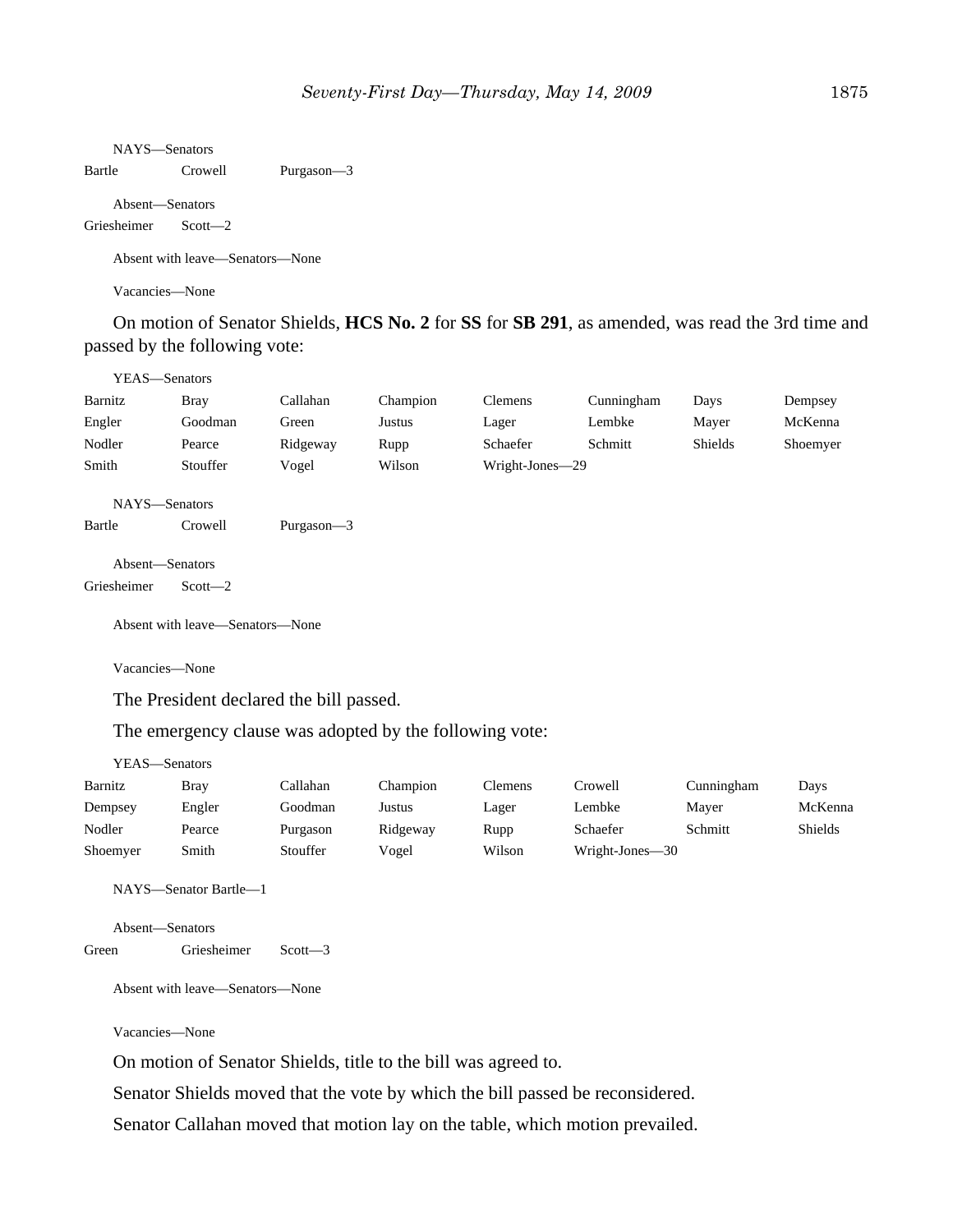NAYS—Senators

Bartle Crowell Purgason—3

Absent—Senators

Griesheimer Scott—2

Absent with leave—Senators—None

Vacancies—None

On motion of Senator Shields, **HCS No. 2** for **SS** for **SB 291**, as amended, was read the 3rd time and passed by the following vote:

YEAS—Senators

| | | | | | | | |
|---|---|---|---|---|---|---|---|
| Barnitz | Bray | Callahan | Champion | Clemens | Cunningham | Days | Dempsey |
| Engler | Goodman | Green | Justus | Lager | Lembke | Mayer | McKenna |
| Nodler | Pearce | Ridgeway | Rupp | Schaefer | Schmitt | Shields | Shoemyer |
| Smith | Stouffer | Vogel | Wilson | Wright-Jones—29 | | | |

NAYS—Senators

Bartle Crowell Purgason—3

Absent—Senators

Griesheimer Scott—2

Absent with leave—Senators—None

Vacancies—None

The President declared the bill passed.

The emergency clause was adopted by the following vote:

YEAS—Senators

| | | | | | | | |
|---|---|---|---|---|---|---|---|
| Barnitz | Bray | Callahan | Champion | Clemens | Crowell | Cunningham | Days |
| Dempsey | Engler | Goodman | Justus | Lager | Lembke | Mayer | McKenna |
| Nodler | Pearce | Purgason | Ridgeway | Rupp | Schaefer | Schmitt | Shields |
| Shoemyer | Smith | Stouffer | Vogel | Wilson | Wright-Jones—30 | | |

NAYS—Senator Bartle—1

Absent—Senators

Green Griesheimer Scott—3

Absent with leave—Senators—None

Vacancies—None

On motion of Senator Shields, title to the bill was agreed to.

Senator Shields moved that the vote by which the bill passed be reconsidered.

Senator Callahan moved that motion lay on the table, which motion prevailed.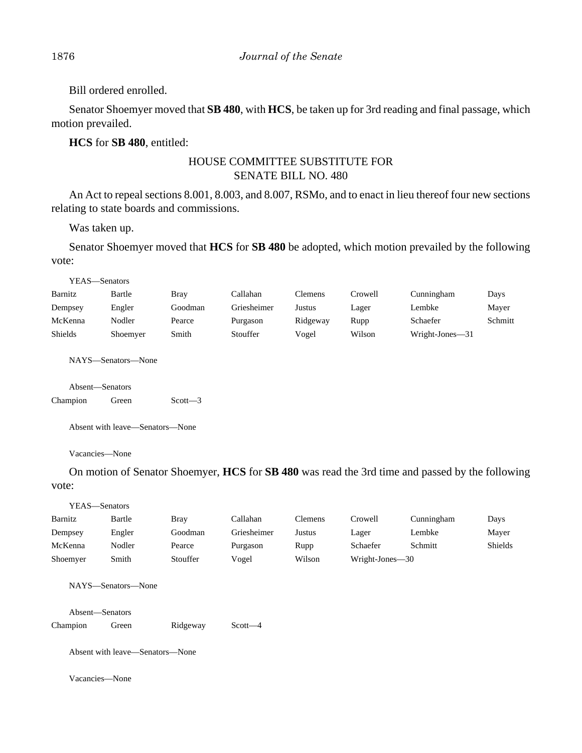Bill ordered enrolled.

Senator Shoemyer moved that **SB 480**, with **HCS**, be taken up for 3rd reading and final passage, which motion prevailed.

**HCS** for **SB 480**, entitled:

HOUSE COMMITTEE SUBSTITUTE FOR
SENATE BILL NO. 480

An Act to repeal sections 8.001, 8.003, and 8.007, RSMo, and to enact in lieu thereof four new sections relating to state boards and commissions.

Was taken up.

Senator Shoemyer moved that **HCS** for **SB 480** be adopted, which motion prevailed by the following vote:

YEAS—Senators

| | | | | | | | |
|---|---|---|---|---|---|---|---|
| Barnitz | Bartle | Bray | Callahan | Clemens | Crowell | Cunningham | Days |
| Dempsey | Engler | Goodman | Griesheimer | Justus | Lager | Lembke | Mayer |
| McKenna | Nodler | Pearce | Purgason | Ridgeway | Rupp | Schaefer | Schmitt |
| Shields | Shoemyer | Smith | Stouffer | Vogel | Wilson | Wright-Jones—31 | |

NAYS—Senators—None

Absent—Senators

| | | |
|---|---|---|
| Champion | Green | Scott—3 |

Absent with leave—Senators—None

Vacancies—None

On motion of Senator Shoemyer, **HCS** for **SB 480** was read the 3rd time and passed by the following vote:

YEAS—Senators

| | | | | | | | |
|---|---|---|---|---|---|---|---|
| Barnitz | Bartle | Bray | Callahan | Clemens | Crowell | Cunningham | Days |
| Dempsey | Engler | Goodman | Griesheimer | Justus | Lager | Lembke | Mayer |
| McKenna | Nodler | Pearce | Purgason | Rupp | Schaefer | Schmitt | Shields |
| Shoemyer | Smith | Stouffer | Vogel | Wilson | Wright-Jones—30 | | |

NAYS—Senators—None

Absent—Senators

| | | | |
|---|---|---|---|
| Champion | Green | Ridgeway | Scott—4 |

Absent with leave—Senators—None

Vacancies—None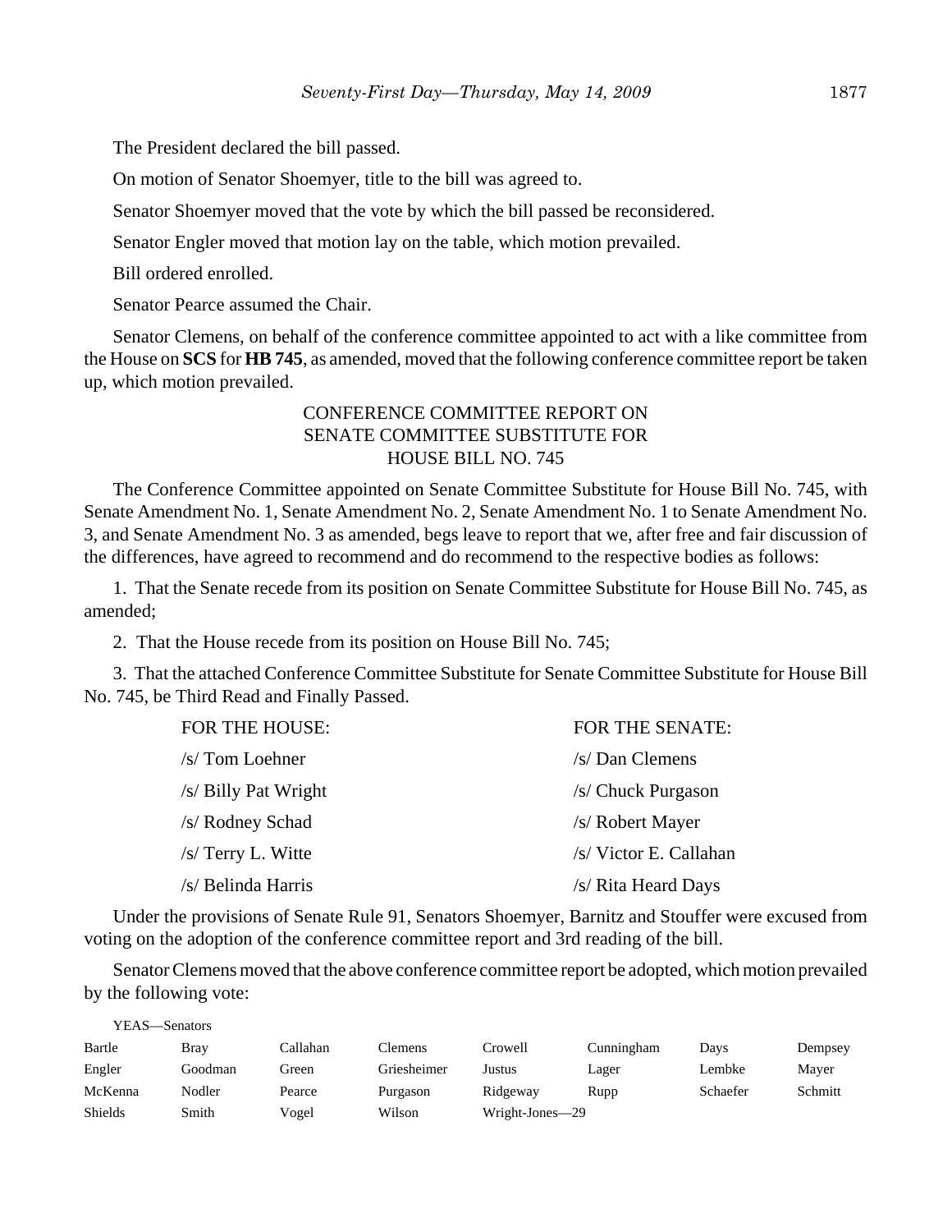The President declared the bill passed.

On motion of Senator Shoemyer, title to the bill was agreed to.

Senator Shoemyer moved that the vote by which the bill passed be reconsidered.

Senator Engler moved that motion lay on the table, which motion prevailed.

Bill ordered enrolled.

Senator Pearce assumed the Chair.

Senator Clemens, on behalf of the conference committee appointed to act with a like committee from the House on **SCS** for **HB 745**, as amended, moved that the following conference committee report be taken up, which motion prevailed.

CONFERENCE COMMITTEE REPORT ON
SENATE COMMITTEE SUBSTITUTE FOR
HOUSE BILL NO. 745

The Conference Committee appointed on Senate Committee Substitute for House Bill No. 745, with Senate Amendment No. 1, Senate Amendment No. 2, Senate Amendment No. 1 to Senate Amendment No. 3, and Senate Amendment No. 3 as amended, begs leave to report that we, after free and fair discussion of the differences, have agreed to recommend and do recommend to the respective bodies as follows:

1. That the Senate recede from its position on Senate Committee Substitute for House Bill No. 745, as amended;

2. That the House recede from its position on House Bill No. 745;

3. That the attached Conference Committee Substitute for Senate Committee Substitute for House Bill No. 745, be Third Read and Finally Passed.

| FOR THE HOUSE: | FOR THE SENATE: |
|---|---|
| /s/ Tom Loehner | /s/ Dan Clemens |
| /s/ Billy Pat Wright | /s/ Chuck Purgason |
| /s/ Rodney Schad | /s/ Robert Mayer |
| /s/ Terry L. Witte | /s/ Victor E. Callahan |
| /s/ Belinda Harris | /s/ Rita Heard Days |

Under the provisions of Senate Rule 91, Senators Shoemyer, Barnitz and Stouffer were excused from voting on the adoption of the conference committee report and 3rd reading of the bill.

Senator Clemens moved that the above conference committee report be adopted, which motion prevailed by the following vote:

YEAS—Senators

| | | | | | | | |
|---|---|---|---|---|---|---|---|
| Bartle | Bray | Callahan | Clemens | Crowell | Cunningham | Days | Dempsey |
| Engler | Goodman | Green | Griesheimer | Justus | Lager | Lembke | Mayer |
| McKenna | Nodler | Pearce | Purgason | Ridgeway | Rupp | Schaefer | Schmitt |
| Shields | Smith | Vogel | Wilson | Wright-Jones—29 | | | |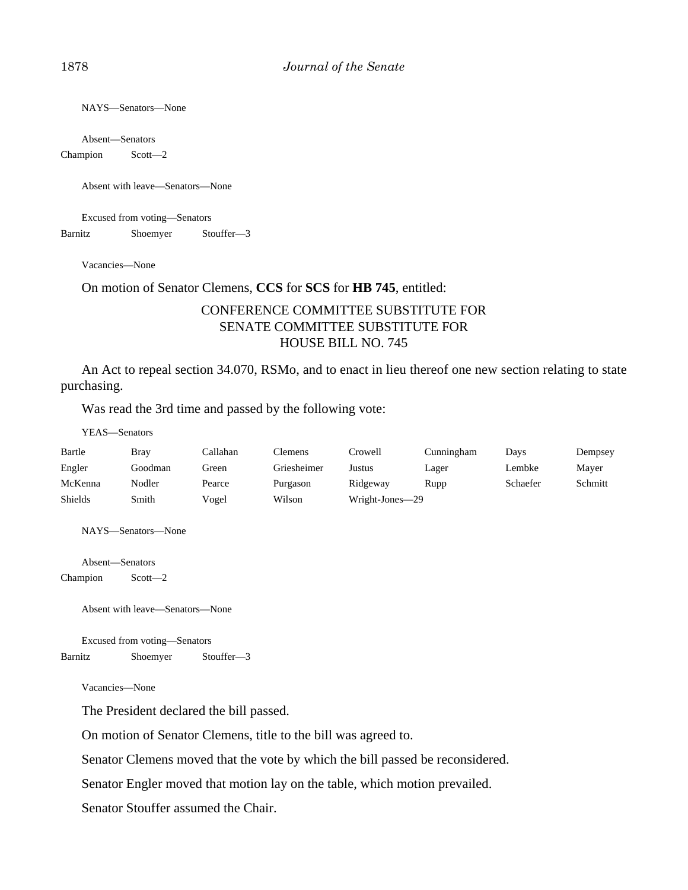NAYS—Senators—None

Absent—Senators

| | |
|---|---|
| Champion | Scott—2 |

Absent with leave—Senators—None

Excused from voting—Senators

| | | |
|---|---|---|
| Barnitz | Shoemyer | Stouffer—3 |

Vacancies—None

On motion of Senator Clemens, **CCS** for **SCS** for **HB 745**, entitled:

CONFERENCE COMMITTEE SUBSTITUTE FOR
SENATE COMMITTEE SUBSTITUTE FOR
HOUSE BILL NO. 745

An Act to repeal section 34.070, RSMo, and to enact in lieu thereof one new section relating to state purchasing.

Was read the 3rd time and passed by the following vote:

YEAS—Senators

| | | | | | | | |
|---|---|---|---|---|---|---|---|
| Bartle | Bray | Callahan | Clemens | Crowell | Cunningham | Days | Dempsey |
| Engler | Goodman | Green | Griesheimer | Justus | Lager | Lembke | Mayer |
| McKenna | Nodler | Pearce | Purgason | Ridgeway | Rupp | Schaefer | Schmitt |
| Shields | Smith | Vogel | Wilson | Wright-Jones—29 | | | |

NAYS—Senators—None

Absent—Senators

| | |
|---|---|
| Champion | Scott—2 |

Absent with leave—Senators—None

Excused from voting—Senators

| | | |
|---|---|---|
| Barnitz | Shoemyer | Stouffer—3 |

Vacancies—None

The President declared the bill passed.

On motion of Senator Clemens, title to the bill was agreed to.

Senator Clemens moved that the vote by which the bill passed be reconsidered.

Senator Engler moved that motion lay on the table, which motion prevailed.

Senator Stouffer assumed the Chair.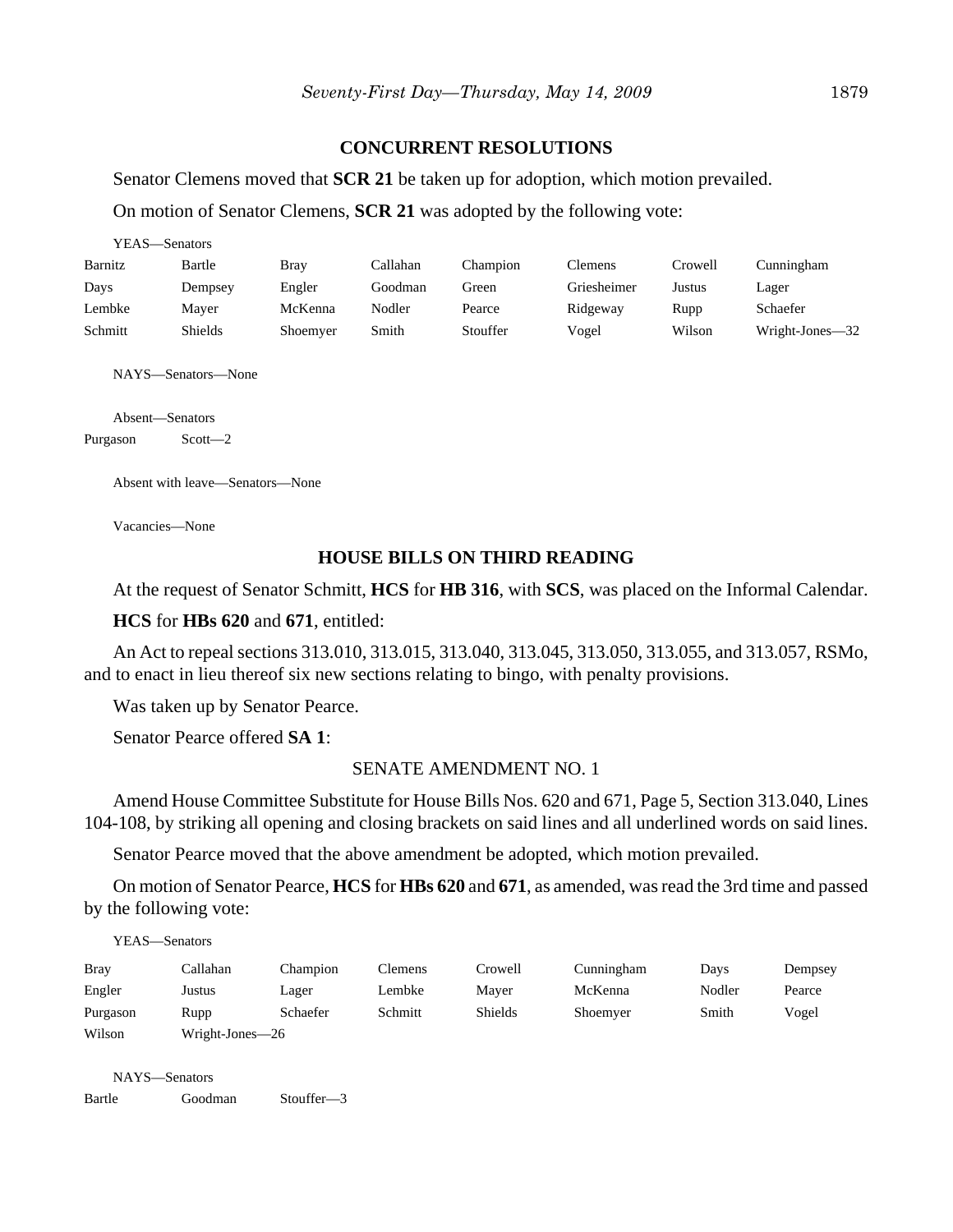## CONCURRENT RESOLUTIONS

Senator Clemens moved that **SCR 21** be taken up for adoption, which motion prevailed.

On motion of Senator Clemens, **SCR 21** was adopted by the following vote:

YEAS—Senators

| | | | | | | | |
|---|---|---|---|---|---|---|---|
| Barnitz | Bartle | Bray | Callahan | Champion | Clemens | Crowell | Cunningham |
| Days | Dempsey | Engler | Goodman | Green | Griesheimer | Justus | Lager |
| Lembke | Mayer | McKenna | Nodler | Pearce | Ridgeway | Rupp | Schaefer |
| Schmitt | Shields | Shoemyer | Smith | Stouffer | Vogel | Wilson | Wright-Jones—32 |

NAYS—Senators—None

Absent—Senators

Purgason Scott—2

Absent with leave—Senators—None

Vacancies—None

## HOUSE BILLS ON THIRD READING

At the request of Senator Schmitt, **HCS** for **HB 316**, with **SCS**, was placed on the Informal Calendar.

**HCS** for **HBs 620** and **671**, entitled:

An Act to repeal sections 313.010, 313.015, 313.040, 313.045, 313.050, 313.055, and 313.057, RSMo, and to enact in lieu thereof six new sections relating to bingo, with penalty provisions.

Was taken up by Senator Pearce.

Senator Pearce offered **SA 1**:

SENATE AMENDMENT NO. 1

Amend House Committee Substitute for House Bills Nos. 620 and 671, Page 5, Section 313.040, Lines 104-108, by striking all opening and closing brackets on said lines and all underlined words on said lines.

Senator Pearce moved that the above amendment be adopted, which motion prevailed.

On motion of Senator Pearce, **HCS** for **HBs 620** and **671**, as amended, was read the 3rd time and passed by the following vote:

YEAS—Senators

| | | | | | | | |
|---|---|---|---|---|---|---|---|
| Bray | Callahan | Champion | Clemens | Crowell | Cunningham | Days | Dempsey |
| Engler | Justus | Lager | Lembke | Mayer | McKenna | Nodler | Pearce |
| Purgason | Rupp | Schaefer | Schmitt | Shields | Shoemyer | Smith | Vogel |
| Wilson | Wright-Jones—26 | | | | | | |

NAYS—Senators

Bartle Goodman Stouffer—3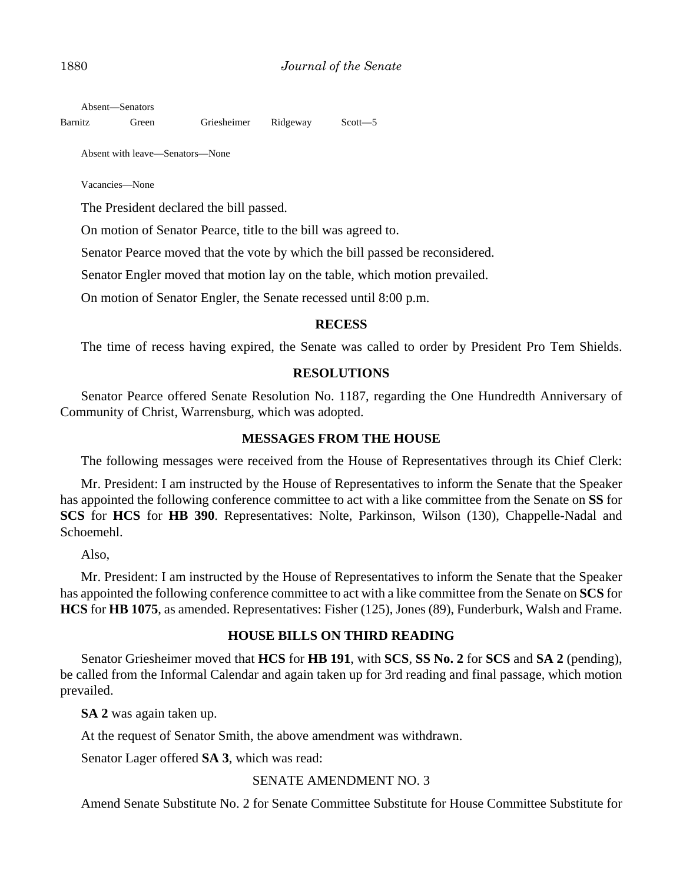Absent—Senators

| Barnitz | Green | Griesheimer | Ridgeway | Scott—5 |
|---|---|---|---|---|

Absent with leave—Senators—None

Vacancies—None

The President declared the bill passed.

On motion of Senator Pearce, title to the bill was agreed to.

Senator Pearce moved that the vote by which the bill passed be reconsidered.

Senator Engler moved that motion lay on the table, which motion prevailed.

On motion of Senator Engler, the Senate recessed until 8:00 p.m.

## RECESS

The time of recess having expired, the Senate was called to order by President Pro Tem Shields.

## RESOLUTIONS

Senator Pearce offered Senate Resolution No. 1187, regarding the One Hundredth Anniversary of Community of Christ, Warrensburg, which was adopted.

## MESSAGES FROM THE HOUSE

The following messages were received from the House of Representatives through its Chief Clerk:

Mr. President: I am instructed by the House of Representatives to inform the Senate that the Speaker has appointed the following conference committee to act with a like committee from the Senate on **SS** for **SCS** for **HCS** for **HB 390**. Representatives: Nolte, Parkinson, Wilson (130), Chappelle-Nadal and Schoemehl.

Also,

Mr. President: I am instructed by the House of Representatives to inform the Senate that the Speaker has appointed the following conference committee to act with a like committee from the Senate on **SCS** for **HCS** for **HB 1075**, as amended. Representatives: Fisher (125), Jones (89), Funderburk, Walsh and Frame.

## HOUSE BILLS ON THIRD READING

Senator Griesheimer moved that **HCS** for **HB 191**, with **SCS**, **SS No. 2** for **SCS** and **SA 2** (pending), be called from the Informal Calendar and again taken up for 3rd reading and final passage, which motion prevailed.

**SA 2** was again taken up.

At the request of Senator Smith, the above amendment was withdrawn.

Senator Lager offered **SA 3**, which was read:

SENATE AMENDMENT NO. 3

Amend Senate Substitute No. 2 for Senate Committee Substitute for House Committee Substitute for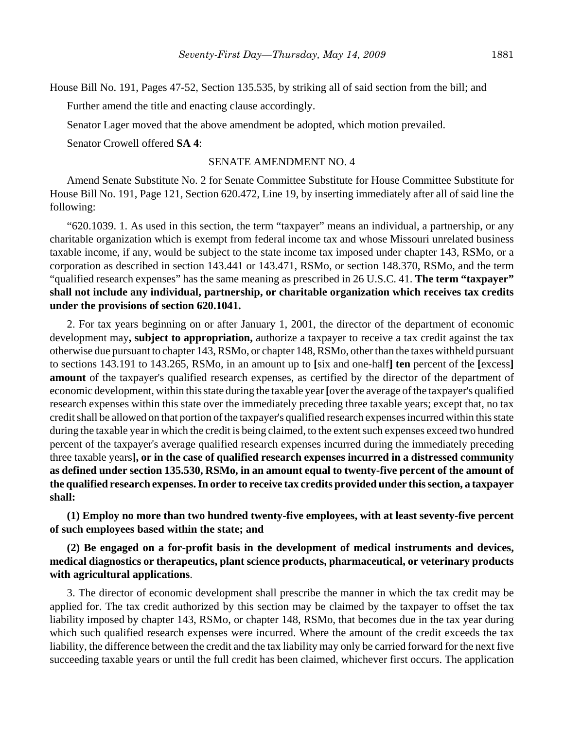House Bill No. 191, Pages 47-52, Section 135.535, by striking all of said section from the bill; and

Further amend the title and enacting clause accordingly.

Senator Lager moved that the above amendment be adopted, which motion prevailed.

Senator Crowell offered **SA 4**:

SENATE AMENDMENT NO. 4

Amend Senate Substitute No. 2 for Senate Committee Substitute for House Committee Substitute for House Bill No. 191, Page 121, Section 620.472, Line 19, by inserting immediately after all of said line the following:

"620.1039. 1. As used in this section, the term "taxpayer" means an individual, a partnership, or any charitable organization which is exempt from federal income tax and whose Missouri unrelated business taxable income, if any, would be subject to the state income tax imposed under chapter 143, RSMo, or a corporation as described in section 143.441 or 143.471, RSMo, or section 148.370, RSMo, and the term "qualified research expenses" has the same meaning as prescribed in 26 U.S.C. 41. **The term "taxpayer" shall not include any individual, partnership, or charitable organization which receives tax credits under the provisions of section 620.1041.**

2. For tax years beginning on or after January 1, 2001, the director of the department of economic development may**, subject to appropriation,** authorize a taxpayer to receive a tax credit against the tax otherwise due pursuant to chapter 143, RSMo, or chapter 148, RSMo, other than the taxes withheld pursuant to sections 143.191 to 143.265, RSMo, in an amount up to **[**six and one-half**] ten** percent of the **[**excess**] amount** of the taxpayer's qualified research expenses, as certified by the director of the department of economic development, within this state during the taxable year **[**over the average of the taxpayer's qualified research expenses within this state over the immediately preceding three taxable years; except that, no tax credit shall be allowed on that portion of the taxpayer's qualified research expenses incurred within this state during the taxable year in which the credit is being claimed, to the extent such expenses exceed two hundred percent of the taxpayer's average qualified research expenses incurred during the immediately preceding three taxable years**], or in the case of qualified research expenses incurred in a distressed community as defined under section 135.530, RSMo, in an amount equal to twenty-five percent of the amount of the qualified research expenses. In order to receive tax credits provided under this section, a taxpayer shall:**

**(1) Employ no more than two hundred twenty-five employees, with at least seventy-five percent of such employees based within the state; and**

**(2) Be engaged on a for-profit basis in the development of medical instruments and devices, medical diagnostics or therapeutics, plant science products, pharmaceutical, or veterinary products with agricultural applications**.

3. The director of economic development shall prescribe the manner in which the tax credit may be applied for. The tax credit authorized by this section may be claimed by the taxpayer to offset the tax liability imposed by chapter 143, RSMo, or chapter 148, RSMo, that becomes due in the tax year during which such qualified research expenses were incurred. Where the amount of the credit exceeds the tax liability, the difference between the credit and the tax liability may only be carried forward for the next five succeeding taxable years or until the full credit has been claimed, whichever first occurs. The application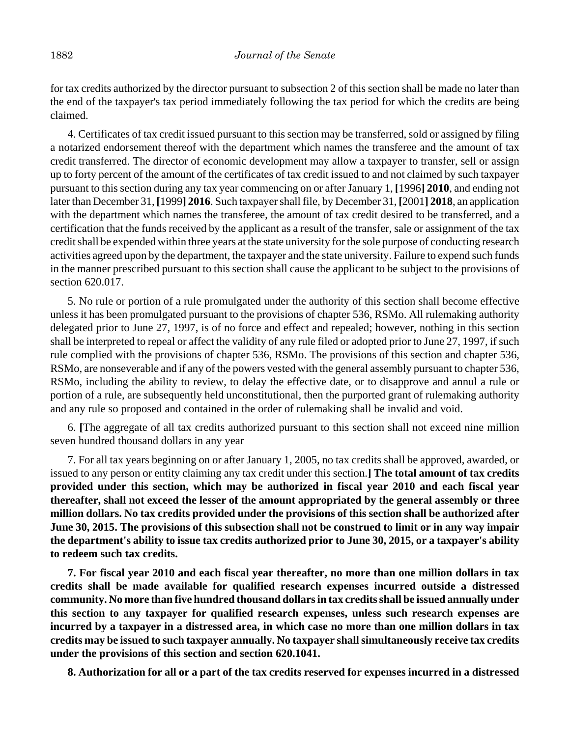for tax credits authorized by the director pursuant to subsection 2 of this section shall be made no later than the end of the taxpayer's tax period immediately following the tax period for which the credits are being claimed.

4. Certificates of tax credit issued pursuant to this section may be transferred, sold or assigned by filing a notarized endorsement thereof with the department which names the transferee and the amount of tax credit transferred. The director of economic development may allow a taxpayer to transfer, sell or assign up to forty percent of the amount of the certificates of tax credit issued to and not claimed by such taxpayer pursuant to this section during any tax year commencing on or after January 1, **[**1996**] 2010**, and ending not later than December 31, **[**1999**] 2016**. Such taxpayer shall file, by December 31, **[**2001**] 2018**, an application with the department which names the transferee, the amount of tax credit desired to be transferred, and a certification that the funds received by the applicant as a result of the transfer, sale or assignment of the tax credit shall be expended within three years at the state university for the sole purpose of conducting research activities agreed upon by the department, the taxpayer and the state university. Failure to expend such funds in the manner prescribed pursuant to this section shall cause the applicant to be subject to the provisions of section 620.017.

5. No rule or portion of a rule promulgated under the authority of this section shall become effective unless it has been promulgated pursuant to the provisions of chapter 536, RSMo. All rulemaking authority delegated prior to June 27, 1997, is of no force and effect and repealed; however, nothing in this section shall be interpreted to repeal or affect the validity of any rule filed or adopted prior to June 27, 1997, if such rule complied with the provisions of chapter 536, RSMo. The provisions of this section and chapter 536, RSMo, are nonseverable and if any of the powers vested with the general assembly pursuant to chapter 536, RSMo, including the ability to review, to delay the effective date, or to disapprove and annul a rule or portion of a rule, are subsequently held unconstitutional, then the purported grant of rulemaking authority and any rule so proposed and contained in the order of rulemaking shall be invalid and void.

6. **[**The aggregate of all tax credits authorized pursuant to this section shall not exceed nine million seven hundred thousand dollars in any year

7. For all tax years beginning on or after January 1, 2005, no tax credits shall be approved, awarded, or issued to any person or entity claiming any tax credit under this section.**] The total amount of tax credits provided under this section, which may be authorized in fiscal year 2010 and each fiscal year thereafter, shall not exceed the lesser of the amount appropriated by the general assembly or three million dollars. No tax credits provided under the provisions of this section shall be authorized after June 30, 2015. The provisions of this subsection shall not be construed to limit or in any way impair the department's ability to issue tax credits authorized prior to June 30, 2015, or a taxpayer's ability to redeem such tax credits.**

**7. For fiscal year 2010 and each fiscal year thereafter, no more than one million dollars in tax credits shall be made available for qualified research expenses incurred outside a distressed community. No more than five hundred thousand dollars in tax credits shall be issued annually under this section to any taxpayer for qualified research expenses, unless such research expenses are incurred by a taxpayer in a distressed area, in which case no more than one million dollars in tax credits may be issued to such taxpayer annually. No taxpayer shall simultaneously receive tax credits under the provisions of this section and section 620.1041.**

**8. Authorization for all or a part of the tax credits reserved for expenses incurred in a distressed**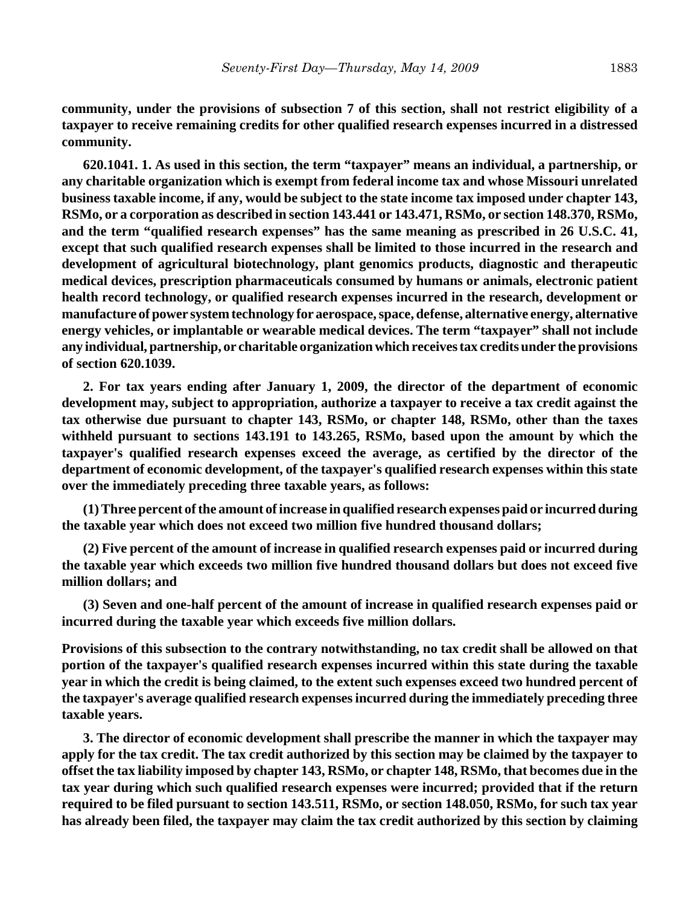**community, under the provisions of subsection 7 of this section, shall not restrict eligibility of a taxpayer to receive remaining credits for other qualified research expenses incurred in a distressed community.**

**620.1041. 1. As used in this section, the term "taxpayer" means an individual, a partnership, or any charitable organization which is exempt from federal income tax and whose Missouri unrelated business taxable income, if any, would be subject to the state income tax imposed under chapter 143, RSMo, or a corporation as described in section 143.441 or 143.471, RSMo, or section 148.370, RSMo, and the term "qualified research expenses" has the same meaning as prescribed in 26 U.S.C. 41, except that such qualified research expenses shall be limited to those incurred in the research and development of agricultural biotechnology, plant genomics products, diagnostic and therapeutic medical devices, prescription pharmaceuticals consumed by humans or animals, electronic patient health record technology, or qualified research expenses incurred in the research, development or manufacture of power system technology for aerospace, space, defense, alternative energy, alternative energy vehicles, or implantable or wearable medical devices. The term "taxpayer" shall not include any individual, partnership, or charitable organization which receives tax credits under the provisions of section 620.1039.**

**2. For tax years ending after January 1, 2009, the director of the department of economic development may, subject to appropriation, authorize a taxpayer to receive a tax credit against the tax otherwise due pursuant to chapter 143, RSMo, or chapter 148, RSMo, other than the taxes withheld pursuant to sections 143.191 to 143.265, RSMo, based upon the amount by which the taxpayer's qualified research expenses exceed the average, as certified by the director of the department of economic development, of the taxpayer's qualified research expenses within this state over the immediately preceding three taxable years, as follows:**

**(1) Three percent of the amount of increase in qualified research expenses paid or incurred during the taxable year which does not exceed two million five hundred thousand dollars;**

**(2) Five percent of the amount of increase in qualified research expenses paid or incurred during the taxable year which exceeds two million five hundred thousand dollars but does not exceed five million dollars; and**

**(3) Seven and one-half percent of the amount of increase in qualified research expenses paid or incurred during the taxable year which exceeds five million dollars.**

**Provisions of this subsection to the contrary notwithstanding, no tax credit shall be allowed on that portion of the taxpayer's qualified research expenses incurred within this state during the taxable year in which the credit is being claimed, to the extent such expenses exceed two hundred percent of the taxpayer's average qualified research expenses incurred during the immediately preceding three taxable years.**

**3. The director of economic development shall prescribe the manner in which the taxpayer may apply for the tax credit. The tax credit authorized by this section may be claimed by the taxpayer to offset the tax liability imposed by chapter 143, RSMo, or chapter 148, RSMo, that becomes due in the tax year during which such qualified research expenses were incurred; provided that if the return required to be filed pursuant to section 143.511, RSMo, or section 148.050, RSMo, for such tax year has already been filed, the taxpayer may claim the tax credit authorized by this section by claiming**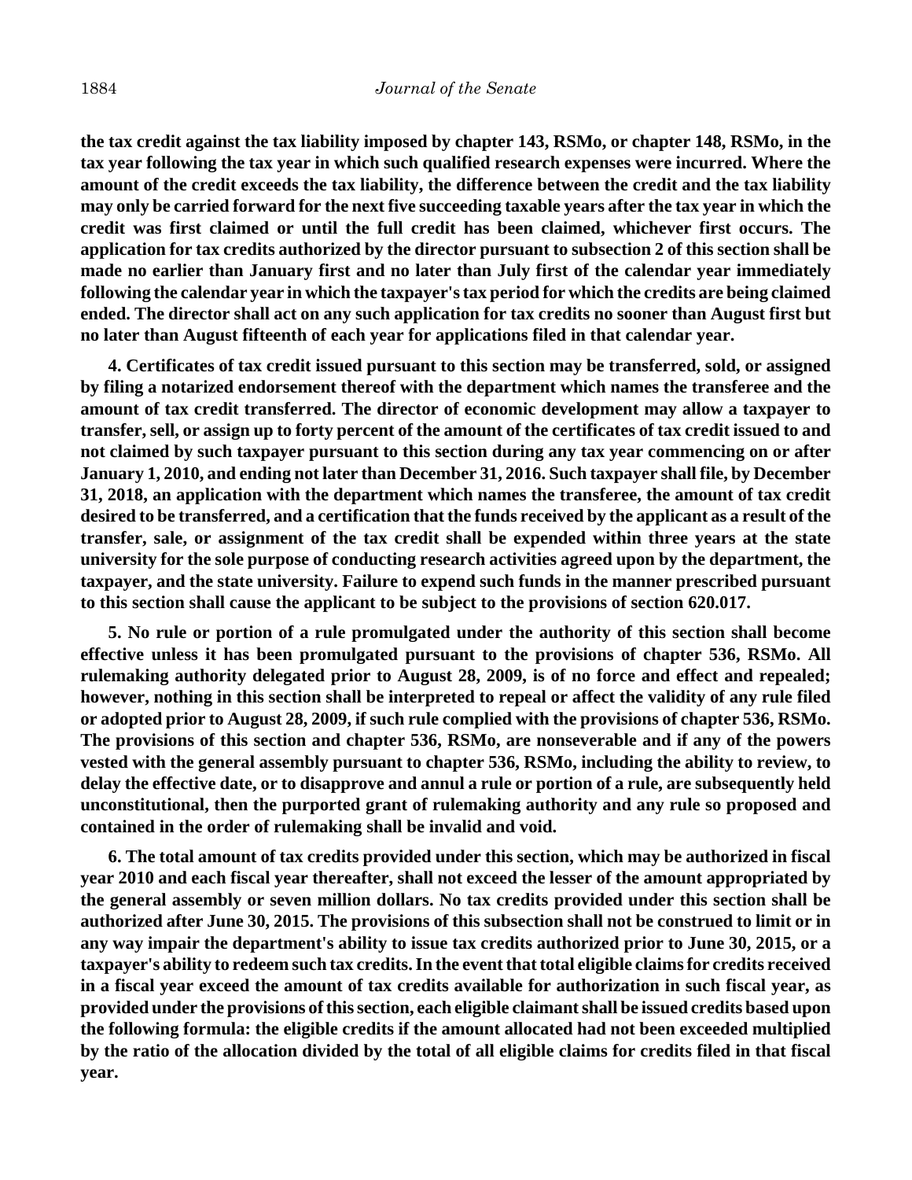**the tax credit against the tax liability imposed by chapter 143, RSMo, or chapter 148, RSMo, in the tax year following the tax year in which such qualified research expenses were incurred. Where the amount of the credit exceeds the tax liability, the difference between the credit and the tax liability may only be carried forward for the next five succeeding taxable years after the tax year in which the credit was first claimed or until the full credit has been claimed, whichever first occurs. The application for tax credits authorized by the director pursuant to subsection 2 of this section shall be made no earlier than January first and no later than July first of the calendar year immediately following the calendar year in which the taxpayer's tax period for which the credits are being claimed ended. The director shall act on any such application for tax credits no sooner than August first but no later than August fifteenth of each year for applications filed in that calendar year.**

**4. Certificates of tax credit issued pursuant to this section may be transferred, sold, or assigned by filing a notarized endorsement thereof with the department which names the transferee and the amount of tax credit transferred. The director of economic development may allow a taxpayer to transfer, sell, or assign up to forty percent of the amount of the certificates of tax credit issued to and not claimed by such taxpayer pursuant to this section during any tax year commencing on or after January 1, 2010, and ending not later than December 31, 2016. Such taxpayer shall file, by December 31, 2018, an application with the department which names the transferee, the amount of tax credit desired to be transferred, and a certification that the funds received by the applicant as a result of the transfer, sale, or assignment of the tax credit shall be expended within three years at the state university for the sole purpose of conducting research activities agreed upon by the department, the taxpayer, and the state university. Failure to expend such funds in the manner prescribed pursuant to this section shall cause the applicant to be subject to the provisions of section 620.017.**

**5. No rule or portion of a rule promulgated under the authority of this section shall become effective unless it has been promulgated pursuant to the provisions of chapter 536, RSMo. All rulemaking authority delegated prior to August 28, 2009, is of no force and effect and repealed; however, nothing in this section shall be interpreted to repeal or affect the validity of any rule filed or adopted prior to August 28, 2009, if such rule complied with the provisions of chapter 536, RSMo. The provisions of this section and chapter 536, RSMo, are nonseverable and if any of the powers vested with the general assembly pursuant to chapter 536, RSMo, including the ability to review, to delay the effective date, or to disapprove and annul a rule or portion of a rule, are subsequently held unconstitutional, then the purported grant of rulemaking authority and any rule so proposed and contained in the order of rulemaking shall be invalid and void.**

**6. The total amount of tax credits provided under this section, which may be authorized in fiscal year 2010 and each fiscal year thereafter, shall not exceed the lesser of the amount appropriated by the general assembly or seven million dollars. No tax credits provided under this section shall be authorized after June 30, 2015. The provisions of this subsection shall not be construed to limit or in any way impair the department's ability to issue tax credits authorized prior to June 30, 2015, or a taxpayer's ability to redeem such tax credits. In the event that total eligible claims for credits received in a fiscal year exceed the amount of tax credits available for authorization in such fiscal year, as provided under the provisions of this section, each eligible claimant shall be issued credits based upon the following formula: the eligible credits if the amount allocated had not been exceeded multiplied by the ratio of the allocation divided by the total of all eligible claims for credits filed in that fiscal year.**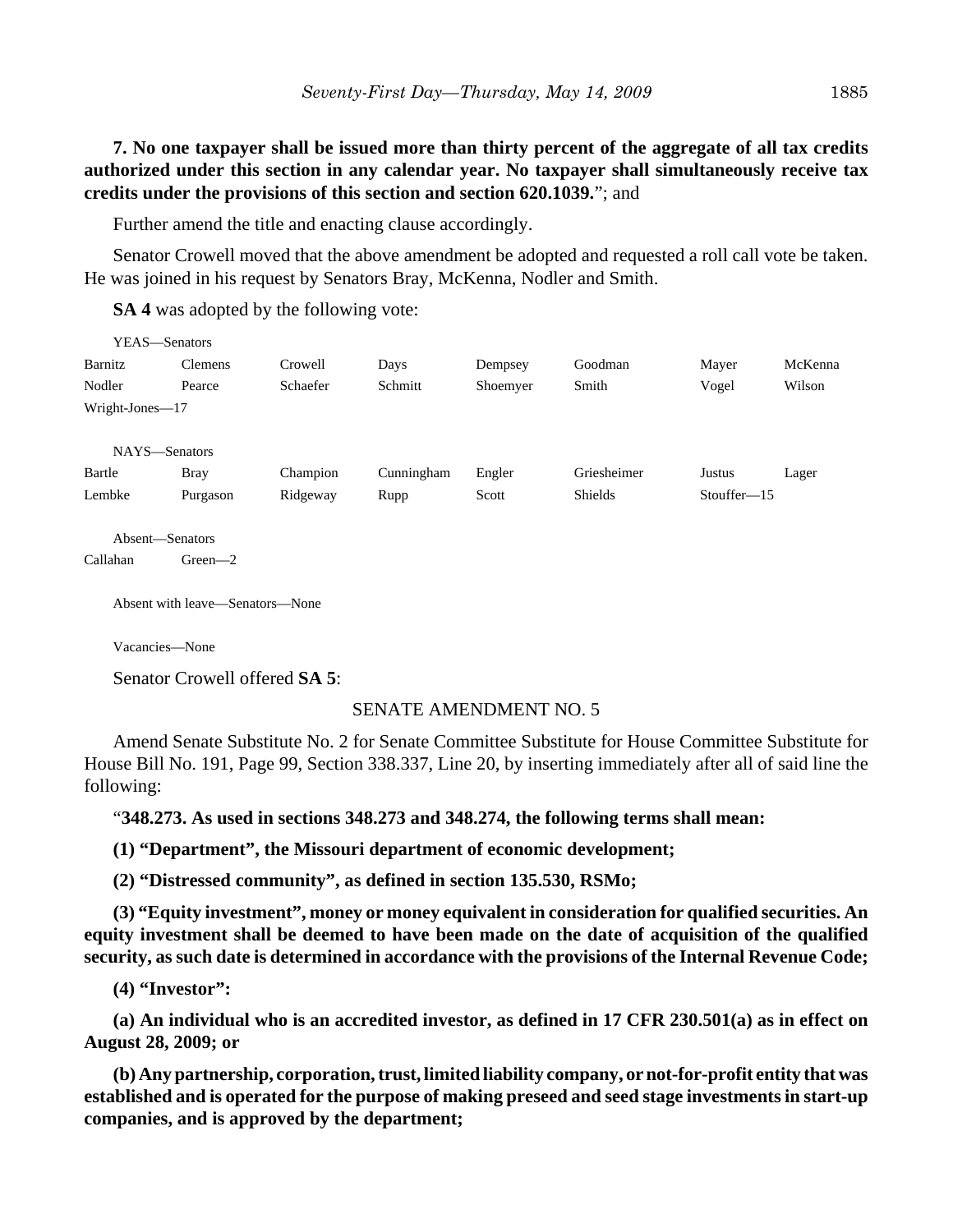**7. No one taxpayer shall be issued more than thirty percent of the aggregate of all tax credits authorized under this section in any calendar year. No taxpayer shall simultaneously receive tax credits under the provisions of this section and section 620.1039.**"; and

Further amend the title and enacting clause accordingly.

Senator Crowell moved that the above amendment be adopted and requested a roll call vote be taken. He was joined in his request by Senators Bray, McKenna, Nodler and Smith.

**SA 4** was adopted by the following vote:

YEAS—Senators

| | | | | | | | |
|---|---|---|---|---|---|---|---|
| Barnitz | Clemens | Crowell | Days | Dempsey | Goodman | Mayer | McKenna |
| Nodler | Pearce | Schaefer | Schmitt | Shoemyer | Smith | Vogel | Wilson |
| Wright-Jones—17 | | | | | | | |

NAYS—Senators

| | | | | | | | |
|---|---|---|---|---|---|---|---|
| Bartle | Bray | Champion | Cunningham | Engler | Griesheimer | Justus | Lager |
| Lembke | Purgason | Ridgeway | Rupp | Scott | Shields | Stouffer—15 | |

Absent—Senators

Callahan Green—2

Absent with leave—Senators—None

Vacancies—None

Senator Crowell offered **SA 5**:

SENATE AMENDMENT NO. 5

Amend Senate Substitute No. 2 for Senate Committee Substitute for House Committee Substitute for House Bill No. 191, Page 99, Section 338.337, Line 20, by inserting immediately after all of said line the following:

"**348.273. As used in sections 348.273 and 348.274, the following terms shall mean:**

**(1) "Department", the Missouri department of economic development;**

**(2) "Distressed community", as defined in section 135.530, RSMo;**

**(3) "Equity investment", money or money equivalent in consideration for qualified securities. An equity investment shall be deemed to have been made on the date of acquisition of the qualified security, as such date is determined in accordance with the provisions of the Internal Revenue Code;**

**(4) "Investor":**

**(a) An individual who is an accredited investor, as defined in 17 CFR 230.501(a) as in effect on August 28, 2009; or**

**(b) Any partnership, corporation, trust, limited liability company, or not-for-profit entity that was established and is operated for the purpose of making preseed and seed stage investments in start-up companies, and is approved by the department;**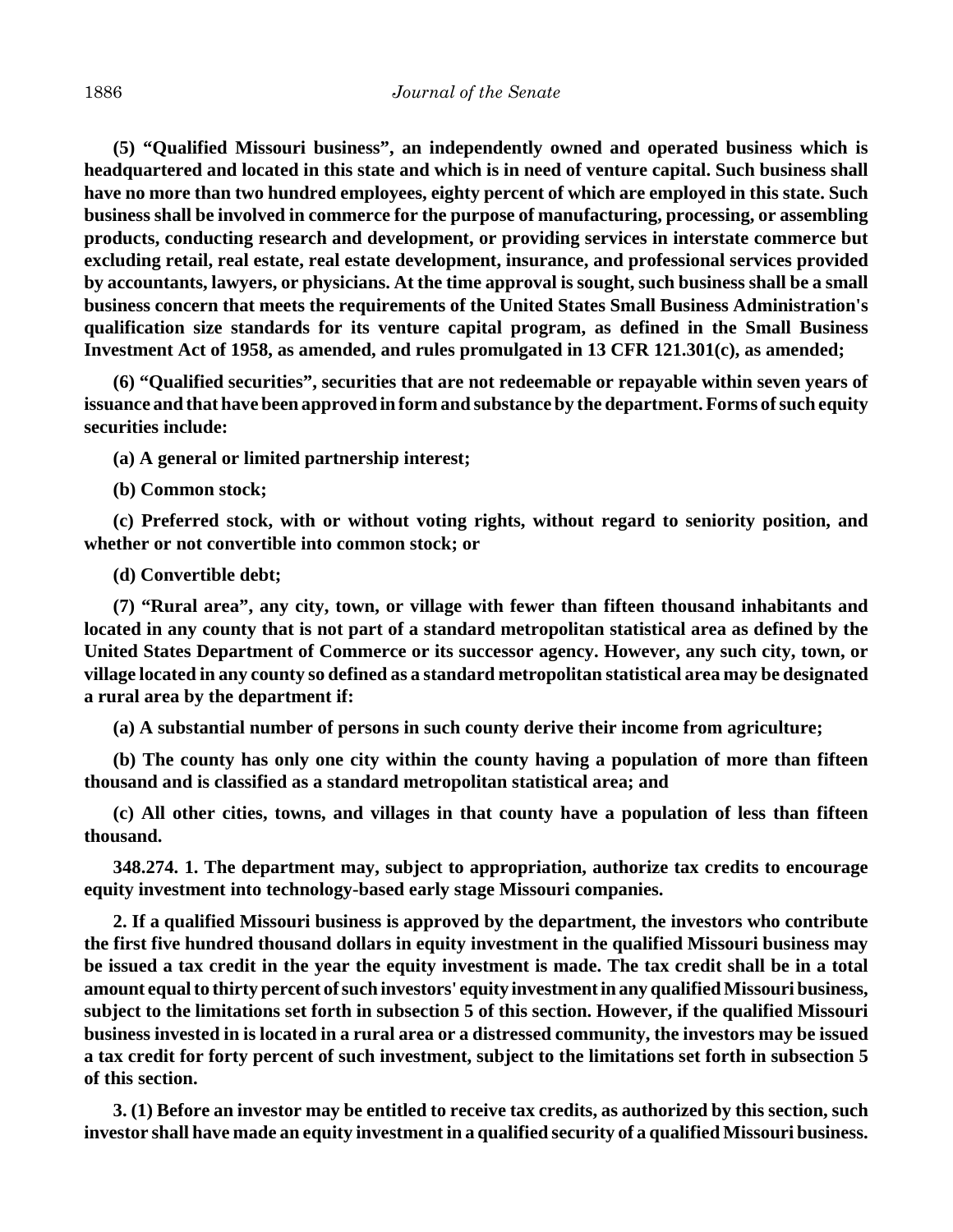**(5) "Qualified Missouri business", an independently owned and operated business which is headquartered and located in this state and which is in need of venture capital. Such business shall have no more than two hundred employees, eighty percent of which are employed in this state. Such business shall be involved in commerce for the purpose of manufacturing, processing, or assembling products, conducting research and development, or providing services in interstate commerce but excluding retail, real estate, real estate development, insurance, and professional services provided by accountants, lawyers, or physicians. At the time approval is sought, such business shall be a small business concern that meets the requirements of the United States Small Business Administration's qualification size standards for its venture capital program, as defined in the Small Business Investment Act of 1958, as amended, and rules promulgated in 13 CFR 121.301(c), as amended;**

**(6) "Qualified securities", securities that are not redeemable or repayable within seven years of issuance and that have been approved in form and substance by the department. Forms of such equity securities include:**

**(a) A general or limited partnership interest;**

**(b) Common stock;**

**(c) Preferred stock, with or without voting rights, without regard to seniority position, and whether or not convertible into common stock; or**

**(d) Convertible debt;**

**(7) "Rural area", any city, town, or village with fewer than fifteen thousand inhabitants and located in any county that is not part of a standard metropolitan statistical area as defined by the United States Department of Commerce or its successor agency. However, any such city, town, or village located in any county so defined as a standard metropolitan statistical area may be designated a rural area by the department if:**

**(a) A substantial number of persons in such county derive their income from agriculture;**

**(b) The county has only one city within the county having a population of more than fifteen thousand and is classified as a standard metropolitan statistical area; and**

**(c) All other cities, towns, and villages in that county have a population of less than fifteen thousand.**

**348.274. 1. The department may, subject to appropriation, authorize tax credits to encourage equity investment into technology-based early stage Missouri companies.**

**2. If a qualified Missouri business is approved by the department, the investors who contribute the first five hundred thousand dollars in equity investment in the qualified Missouri business may be issued a tax credit in the year the equity investment is made. The tax credit shall be in a total amount equal to thirty percent of such investors' equity investment in any qualified Missouri business, subject to the limitations set forth in subsection 5 of this section. However, if the qualified Missouri business invested in is located in a rural area or a distressed community, the investors may be issued a tax credit for forty percent of such investment, subject to the limitations set forth in subsection 5 of this section.**

**3. (1) Before an investor may be entitled to receive tax credits, as authorized by this section, such investor shall have made an equity investment in a qualified security of a qualified Missouri business.**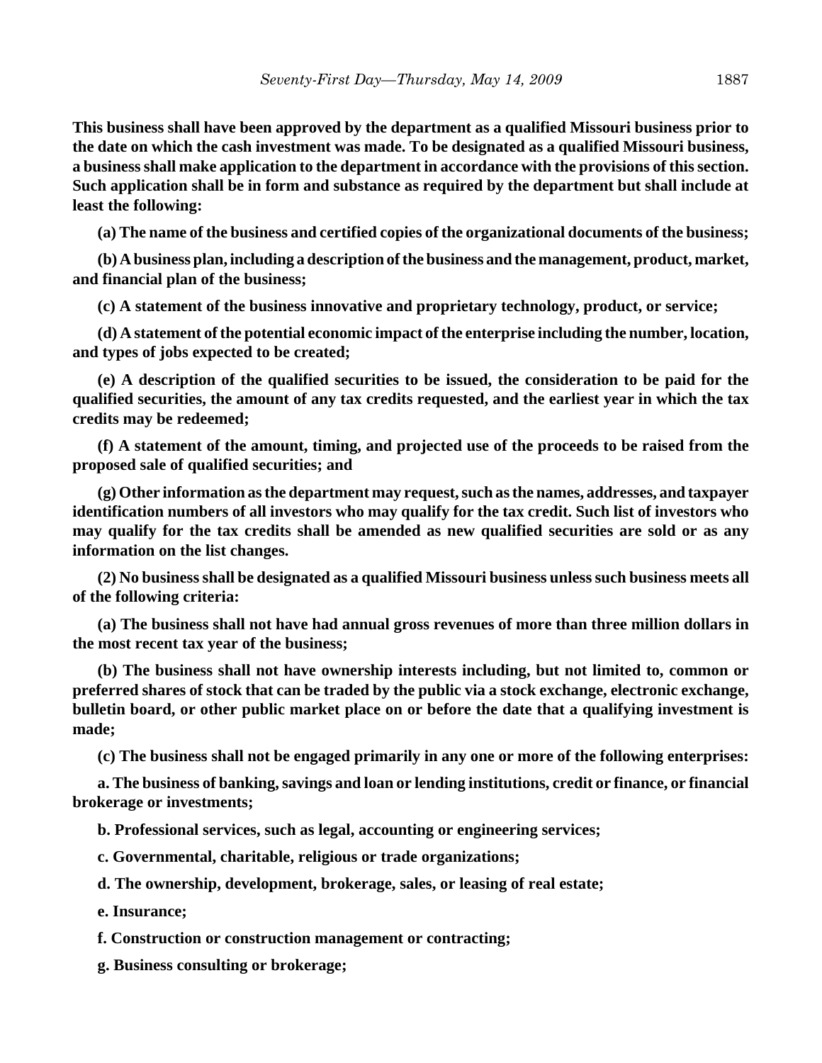**This business shall have been approved by the department as a qualified Missouri business prior to the date on which the cash investment was made. To be designated as a qualified Missouri business, a business shall make application to the department in accordance with the provisions of this section. Such application shall be in form and substance as required by the department but shall include at least the following:**

**(a) The name of the business and certified copies of the organizational documents of the business;**

**(b) A business plan, including a description of the business and the management, product, market, and financial plan of the business;**

**(c) A statement of the business innovative and proprietary technology, product, or service;**

**(d) A statement of the potential economic impact of the enterprise including the number, location, and types of jobs expected to be created;**

**(e) A description of the qualified securities to be issued, the consideration to be paid for the qualified securities, the amount of any tax credits requested, and the earliest year in which the tax credits may be redeemed;**

**(f) A statement of the amount, timing, and projected use of the proceeds to be raised from the proposed sale of qualified securities; and**

**(g) Other information as the department may request, such as the names, addresses, and taxpayer identification numbers of all investors who may qualify for the tax credit. Such list of investors who may qualify for the tax credits shall be amended as new qualified securities are sold or as any information on the list changes.**

**(2) No business shall be designated as a qualified Missouri business unless such business meets all of the following criteria:**

**(a) The business shall not have had annual gross revenues of more than three million dollars in the most recent tax year of the business;**

**(b) The business shall not have ownership interests including, but not limited to, common or preferred shares of stock that can be traded by the public via a stock exchange, electronic exchange, bulletin board, or other public market place on or before the date that a qualifying investment is made;**

**(c) The business shall not be engaged primarily in any one or more of the following enterprises:**

**a. The business of banking, savings and loan or lending institutions, credit or finance, or financial brokerage or investments;**

**b. Professional services, such as legal, accounting or engineering services;**

**c. Governmental, charitable, religious or trade organizations;**

**d. The ownership, development, brokerage, sales, or leasing of real estate;**

**e. Insurance;**

**f. Construction or construction management or contracting;**

**g. Business consulting or brokerage;**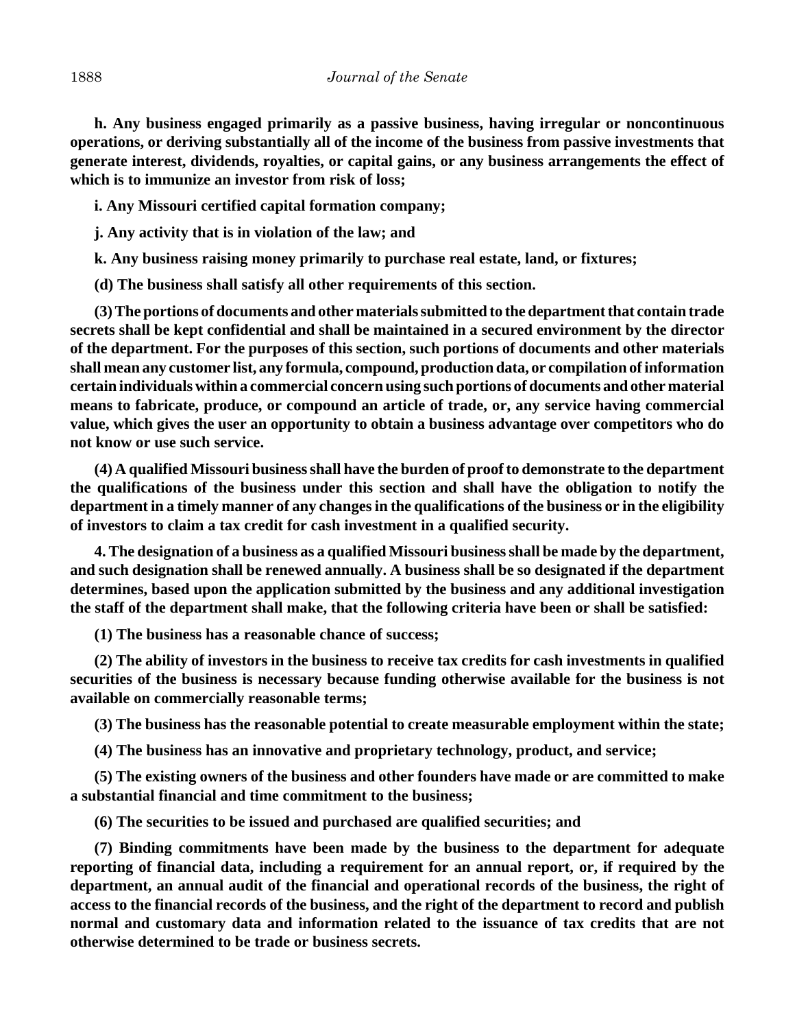**h. Any business engaged primarily as a passive business, having irregular or noncontinuous operations, or deriving substantially all of the income of the business from passive investments that generate interest, dividends, royalties, or capital gains, or any business arrangements the effect of which is to immunize an investor from risk of loss;**

**i. Any Missouri certified capital formation company;**

**j. Any activity that is in violation of the law; and**

**k. Any business raising money primarily to purchase real estate, land, or fixtures;**

**(d) The business shall satisfy all other requirements of this section.**

**(3) The portions of documents and other materials submitted to the department that contain trade secrets shall be kept confidential and shall be maintained in a secured environment by the director of the department. For the purposes of this section, such portions of documents and other materials shall mean any customer list, any formula, compound, production data, or compilation of information certain individuals within a commercial concern using such portions of documents and other material means to fabricate, produce, or compound an article of trade, or, any service having commercial value, which gives the user an opportunity to obtain a business advantage over competitors who do not know or use such service.**

**(4) A qualified Missouri business shall have the burden of proof to demonstrate to the department the qualifications of the business under this section and shall have the obligation to notify the department in a timely manner of any changes in the qualifications of the business or in the eligibility of investors to claim a tax credit for cash investment in a qualified security.**

**4. The designation of a business as a qualified Missouri business shall be made by the department, and such designation shall be renewed annually. A business shall be so designated if the department determines, based upon the application submitted by the business and any additional investigation the staff of the department shall make, that the following criteria have been or shall be satisfied:**

**(1) The business has a reasonable chance of success;**

**(2) The ability of investors in the business to receive tax credits for cash investments in qualified securities of the business is necessary because funding otherwise available for the business is not available on commercially reasonable terms;**

**(3) The business has the reasonable potential to create measurable employment within the state;**

**(4) The business has an innovative and proprietary technology, product, and service;**

**(5) The existing owners of the business and other founders have made or are committed to make a substantial financial and time commitment to the business;**

**(6) The securities to be issued and purchased are qualified securities; and**

**(7) Binding commitments have been made by the business to the department for adequate reporting of financial data, including a requirement for an annual report, or, if required by the department, an annual audit of the financial and operational records of the business, the right of access to the financial records of the business, and the right of the department to record and publish normal and customary data and information related to the issuance of tax credits that are not otherwise determined to be trade or business secrets.**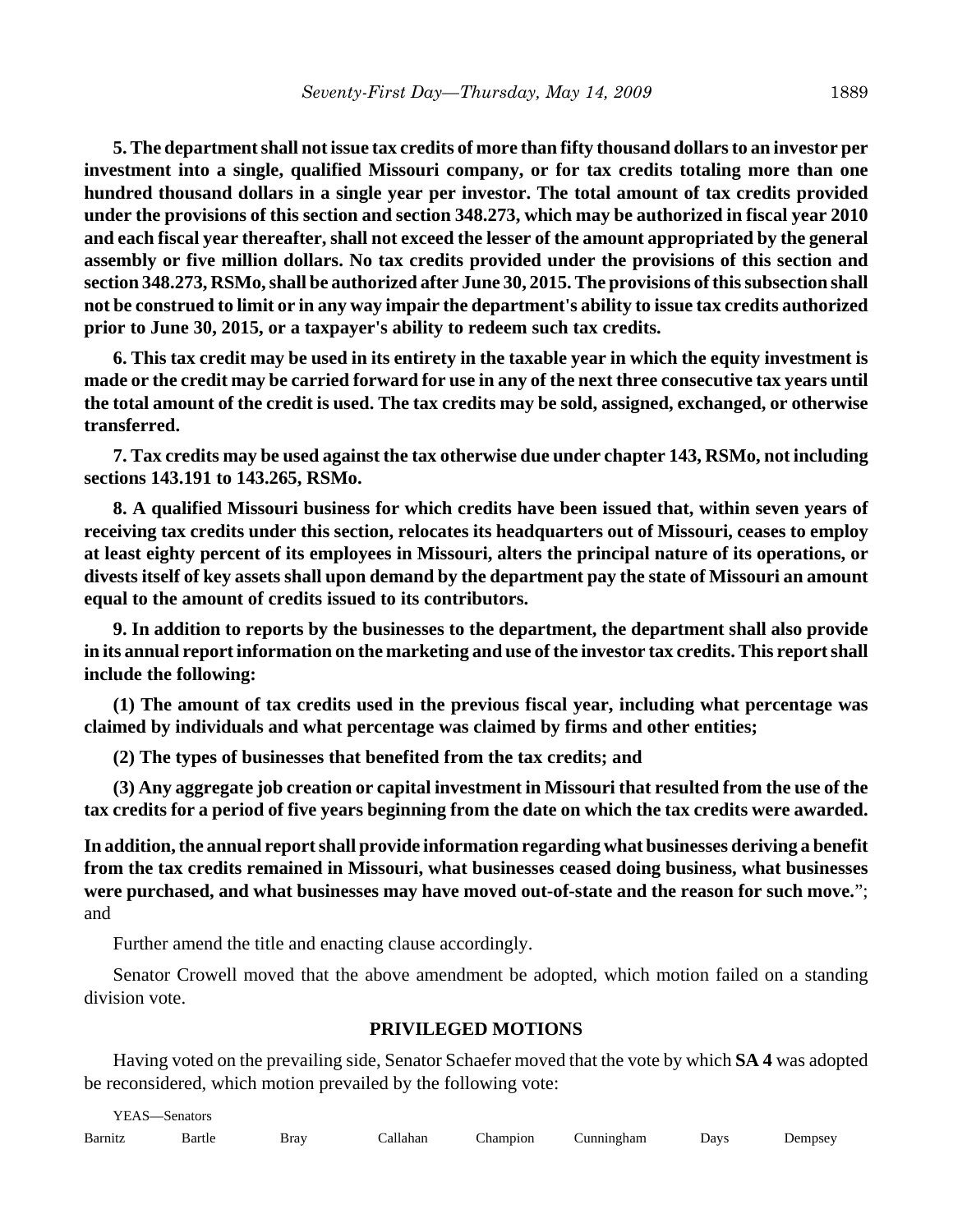**5. The department shall not issue tax credits of more than fifty thousand dollars to an investor per investment into a single, qualified Missouri company, or for tax credits totaling more than one hundred thousand dollars in a single year per investor. The total amount of tax credits provided under the provisions of this section and section 348.273, which may be authorized in fiscal year 2010 and each fiscal year thereafter, shall not exceed the lesser of the amount appropriated by the general assembly or five million dollars. No tax credits provided under the provisions of this section and section 348.273, RSMo, shall be authorized after June 30, 2015. The provisions of this subsection shall not be construed to limit or in any way impair the department's ability to issue tax credits authorized prior to June 30, 2015, or a taxpayer's ability to redeem such tax credits.**

**6. This tax credit may be used in its entirety in the taxable year in which the equity investment is made or the credit may be carried forward for use in any of the next three consecutive tax years until the total amount of the credit is used. The tax credits may be sold, assigned, exchanged, or otherwise transferred.**

**7. Tax credits may be used against the tax otherwise due under chapter 143, RSMo, not including sections 143.191 to 143.265, RSMo.**

**8. A qualified Missouri business for which credits have been issued that, within seven years of receiving tax credits under this section, relocates its headquarters out of Missouri, ceases to employ at least eighty percent of its employees in Missouri, alters the principal nature of its operations, or divests itself of key assets shall upon demand by the department pay the state of Missouri an amount equal to the amount of credits issued to its contributors.**

**9. In addition to reports by the businesses to the department, the department shall also provide in its annual report information on the marketing and use of the investor tax credits. This report shall include the following:**

**(1) The amount of tax credits used in the previous fiscal year, including what percentage was claimed by individuals and what percentage was claimed by firms and other entities;**

**(2) The types of businesses that benefited from the tax credits; and**

**(3) Any aggregate job creation or capital investment in Missouri that resulted from the use of the tax credits for a period of five years beginning from the date on which the tax credits were awarded.**

**In addition, the annual report shall provide information regarding what businesses deriving a benefit from the tax credits remained in Missouri, what businesses ceased doing business, what businesses were purchased, and what businesses may have moved out-of-state and the reason for such move.**"; and

Further amend the title and enacting clause accordingly.

Senator Crowell moved that the above amendment be adopted, which motion failed on a standing division vote.

## PRIVILEGED MOTIONS

Having voted on the prevailing side, Senator Schaefer moved that the vote by which **SA 4** was adopted be reconsidered, which motion prevailed by the following vote:

YEAS—Senators

| Barnitz | Bartle | Bray | Callahan | Champion | Cunningham | Days | Dempsey |
|---|---|---|---|---|---|---|---|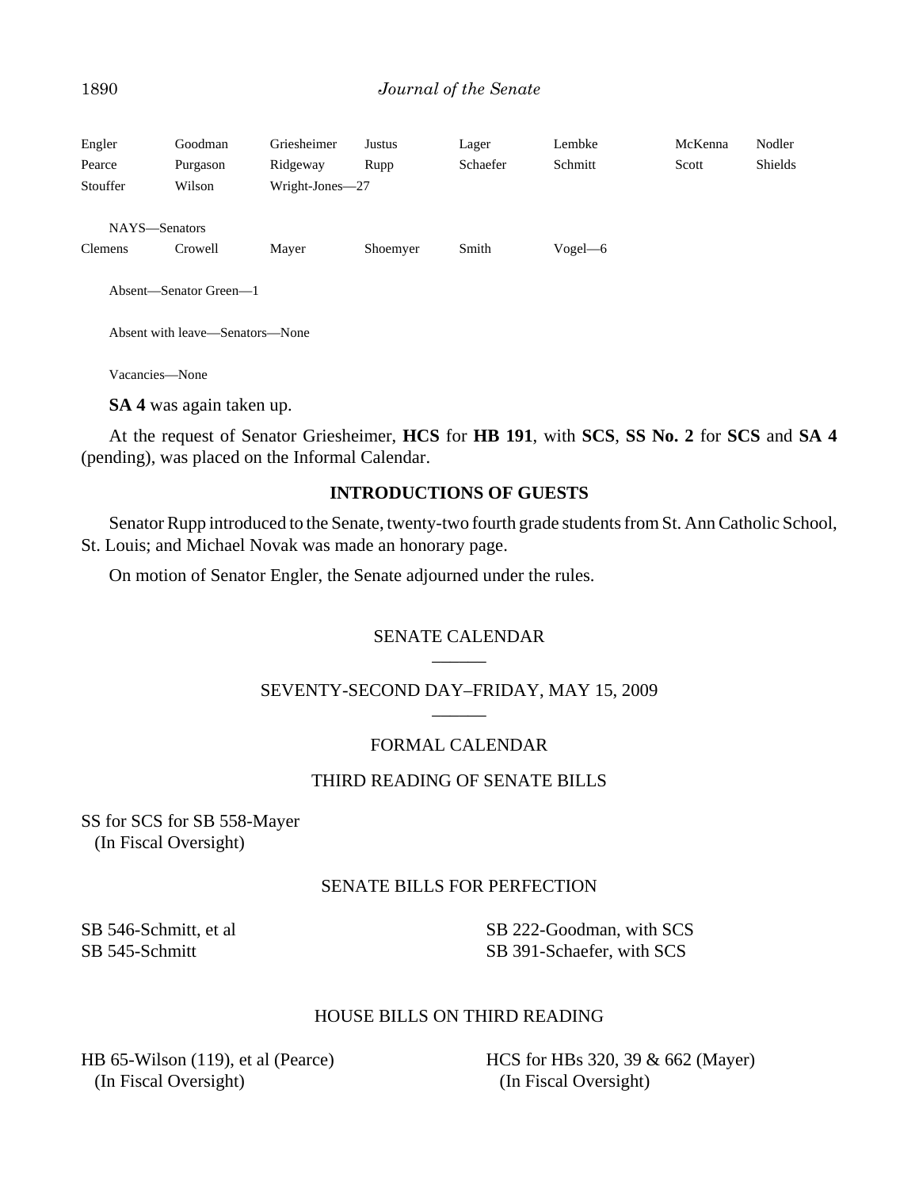Engler Goodman Griesheimer Justus Lager Lembke McKenna Nodler
Pearce Purgason Ridgeway Rupp Schaefer Schmitt Scott Shields
Stouffer Wilson Wright-Jones—27

NAYS—Senators
Clemens Crowell Mayer Shoemyer Smith Vogel—6

Absent—Senator Green—1

Absent with leave—Senators—None

Vacancies—None

**SA 4** was again taken up.

At the request of Senator Griesheimer, **HCS** for **HB 191**, with **SCS**, **SS No. 2** for **SCS** and **SA 4** (pending), was placed on the Informal Calendar.

## INTRODUCTIONS OF GUESTS

Senator Rupp introduced to the Senate, twenty-two fourth grade students from St. Ann Catholic School, St. Louis; and Michael Novak was made an honorary page.

On motion of Senator Engler, the Senate adjourned under the rules.

## SENATE CALENDAR

## SEVENTY-SECOND DAY–FRIDAY, MAY 15, 2009

## FORMAL CALENDAR

### THIRD READING OF SENATE BILLS

SS for SCS for SB 558-Mayer
(In Fiscal Oversight)

### SENATE BILLS FOR PERFECTION

SB 546-Schmitt, et al
SB 545-Schmitt
SB 222-Goodman, with SCS
SB 391-Schaefer, with SCS

### HOUSE BILLS ON THIRD READING

HB 65-Wilson (119), et al (Pearce)
(In Fiscal Oversight)
HCS for HBs 320, 39 & 662 (Mayer)
(In Fiscal Oversight)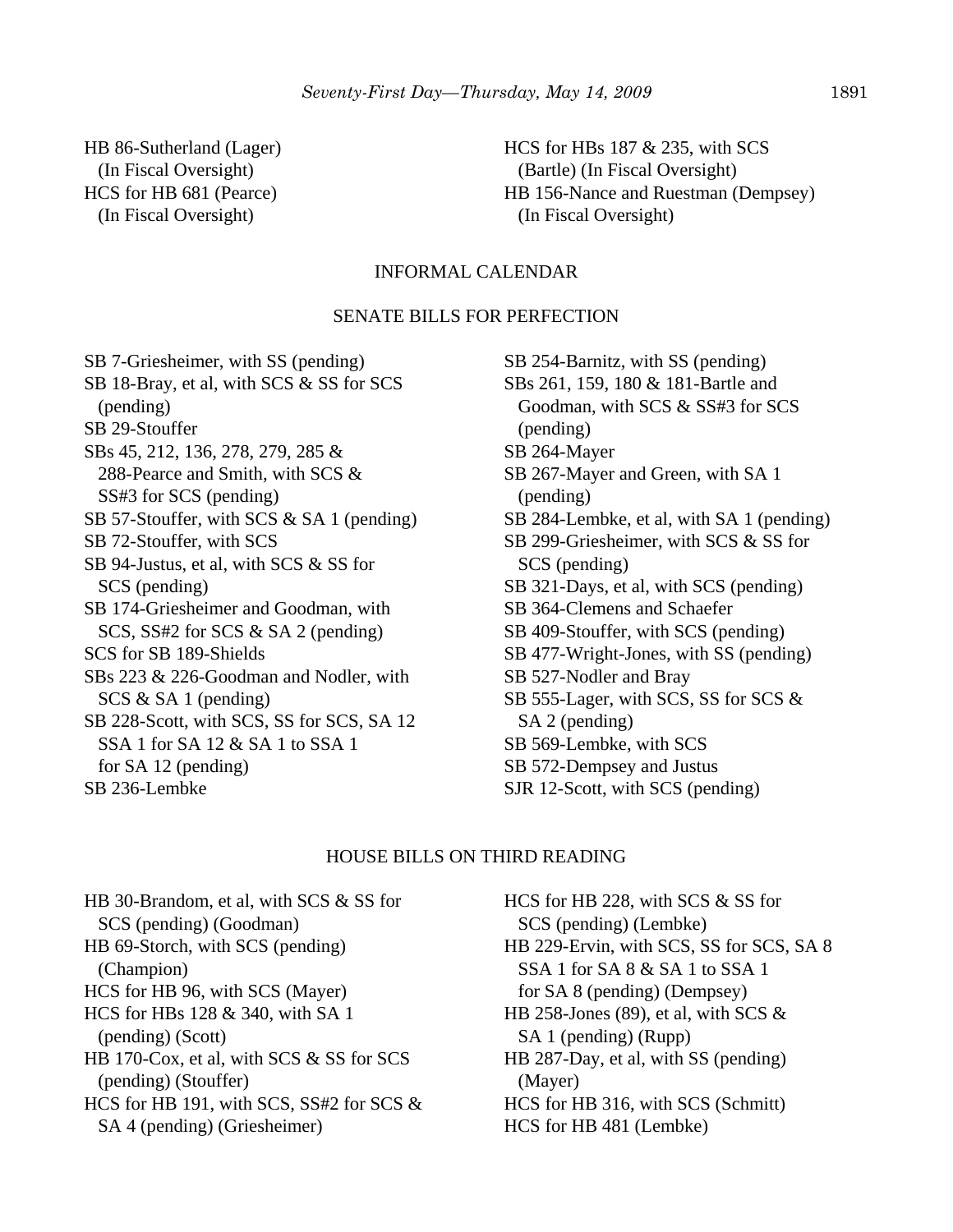HB 86-Sutherland (Lager)
(In Fiscal Oversight)

HCS for HB 681 (Pearce)
(In Fiscal Oversight)

HCS for HBs 187 & 235, with SCS
(Bartle) (In Fiscal Oversight)

HB 156-Nance and Ruestman (Dempsey)
(In Fiscal Oversight)

## INFORMAL CALENDAR

### SENATE BILLS FOR PERFECTION

SB 7-Griesheimer, with SS (pending)

SB 18-Bray, et al, with SCS & SS for SCS (pending)

SB 29-Stouffer

SBs 45, 212, 136, 278, 279, 285 & 288-Pearce and Smith, with SCS & SS#3 for SCS (pending)

SB 57-Stouffer, with SCS & SA 1 (pending)

SB 72-Stouffer, with SCS

SB 94-Justus, et al, with SCS & SS for SCS (pending)

SB 174-Griesheimer and Goodman, with SCS, SS#2 for SCS & SA 2 (pending)

SCS for SB 189-Shields

SBs 223 & 226-Goodman and Nodler, with SCS & SA 1 (pending)

SB 228-Scott, with SCS, SS for SCS, SA 12 SSA 1 for SA 12 & SA 1 to SSA 1 for SA 12 (pending)

SB 236-Lembke

SB 254-Barnitz, with SS (pending)

SBs 261, 159, 180 & 181-Bartle and Goodman, with SCS & SS#3 for SCS (pending)

SB 264-Mayer

SB 267-Mayer and Green, with SA 1 (pending)

SB 284-Lembke, et al, with SA 1 (pending)

SB 299-Griesheimer, with SCS & SS for SCS (pending)

SB 321-Days, et al, with SCS (pending)

SB 364-Clemens and Schaefer

SB 409-Stouffer, with SCS (pending)

SB 477-Wright-Jones, with SS (pending)

SB 527-Nodler and Bray

SB 555-Lager, with SCS, SS for SCS & SA 2 (pending)

SB 569-Lembke, with SCS

SB 572-Dempsey and Justus

SJR 12-Scott, with SCS (pending)

### HOUSE BILLS ON THIRD READING

HB 30-Brandom, et al, with SCS & SS for SCS (pending) (Goodman)

HB 69-Storch, with SCS (pending) (Champion)

HCS for HB 96, with SCS (Mayer)

HCS for HBs 128 & 340, with SA 1 (pending) (Scott)

HB 170-Cox, et al, with SCS & SS for SCS (pending) (Stouffer)

HCS for HB 191, with SCS, SS#2 for SCS & SA 4 (pending) (Griesheimer)

HCS for HB 228, with SCS & SS for SCS (pending) (Lembke)

HB 229-Ervin, with SCS, SS for SCS, SA 8 SSA 1 for SA 8 & SA 1 to SSA 1 for SA 8 (pending) (Dempsey)

HB 258-Jones (89), et al, with SCS & SA 1 (pending) (Rupp)

HB 287-Day, et al, with SS (pending) (Mayer)

HCS for HB 316, with SCS (Schmitt)

HCS for HB 481 (Lembke)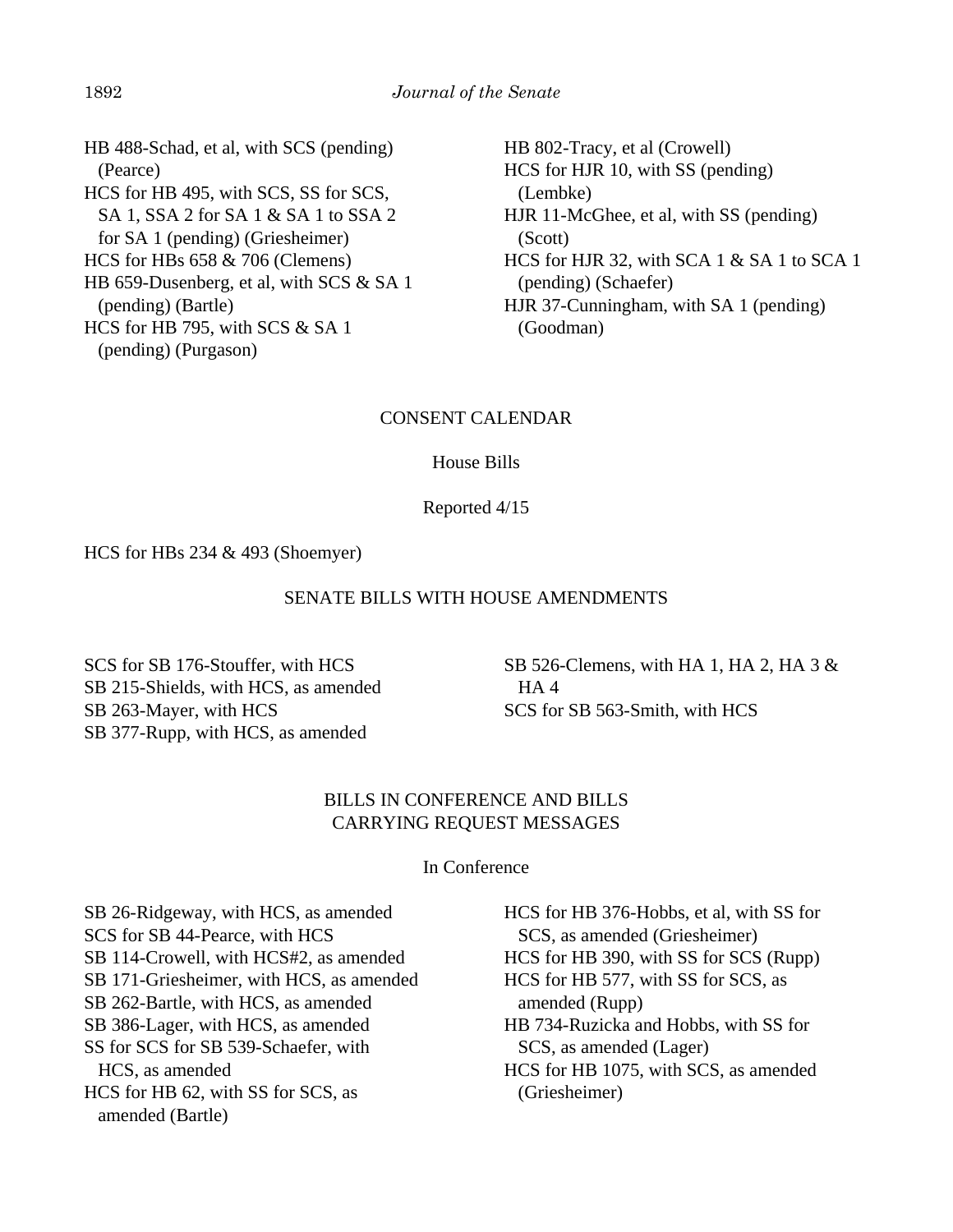HB 488-Schad, et al, with SCS (pending) (Pearce)

HCS for HB 495, with SCS, SS for SCS, SA 1, SSA 2 for SA 1 & SA 1 to SSA 2 for SA 1 (pending) (Griesheimer)

HCS for HBs 658 & 706 (Clemens)

HB 659-Dusenberg, et al, with SCS & SA 1 (pending) (Bartle)

HCS for HB 795, with SCS & SA 1 (pending) (Purgason)

HB 802-Tracy, et al (Crowell)

HCS for HJR 10, with SS (pending) (Lembke)

HJR 11-McGhee, et al, with SS (pending) (Scott)

HCS for HJR 32, with SCA 1 & SA 1 to SCA 1 (pending) (Schaefer)

HJR 37-Cunningham, with SA 1 (pending) (Goodman)

## CONSENT CALENDAR

### House Bills

#### Reported 4/15

HCS for HBs 234 & 493 (Shoemyer)

## SENATE BILLS WITH HOUSE AMENDMENTS

SCS for SB 176-Stouffer, with HCS

SB 215-Shields, with HCS, as amended

SB 263-Mayer, with HCS

SB 377-Rupp, with HCS, as amended

SB 526-Clemens, with HA 1, HA 2, HA 3 & HA 4

SCS for SB 563-Smith, with HCS

## BILLS IN CONFERENCE AND BILLS CARRYING REQUEST MESSAGES

### In Conference

SB 26-Ridgeway, with HCS, as amended

SCS for SB 44-Pearce, with HCS

SB 114-Crowell, with HCS#2, as amended

SB 171-Griesheimer, with HCS, as amended

SB 262-Bartle, with HCS, as amended

SB 386-Lager, with HCS, as amended

SS for SCS for SB 539-Schaefer, with HCS, as amended

HCS for HB 62, with SS for SCS, as amended (Bartle)

HCS for HB 376-Hobbs, et al, with SS for SCS, as amended (Griesheimer)

HCS for HB 390, with SS for SCS (Rupp)

HCS for HB 577, with SS for SCS, as amended (Rupp)

HB 734-Ruzicka and Hobbs, with SS for SCS, as amended (Lager)

HCS for HB 1075, with SCS, as amended (Griesheimer)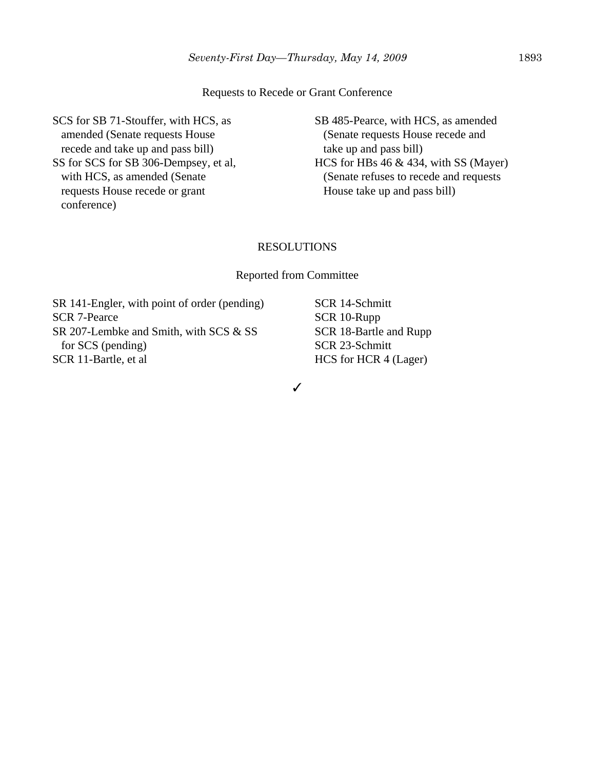Requests to Recede or Grant Conference

SCS for SB 71-Stouffer, with HCS, as amended (Senate requests House recede and take up and pass bill)

SS for SCS for SB 306-Dempsey, et al, with HCS, as amended (Senate requests House recede or grant conference)

SB 485-Pearce, with HCS, as amended (Senate requests House recede and take up and pass bill)

HCS for HBs 46 & 434, with SS (Mayer) (Senate refuses to recede and requests House take up and pass bill)

RESOLUTIONS

Reported from Committee

SR 141-Engler, with point of order (pending)

SCR 7-Pearce

SR 207-Lembke and Smith, with SCS & SS for SCS (pending)

SCR 11-Bartle, et al

SCR 14-Schmitt

SCR 10-Rupp

SCR 18-Bartle and Rupp

SCR 23-Schmitt

HCS for HCR 4 (Lager)

✓